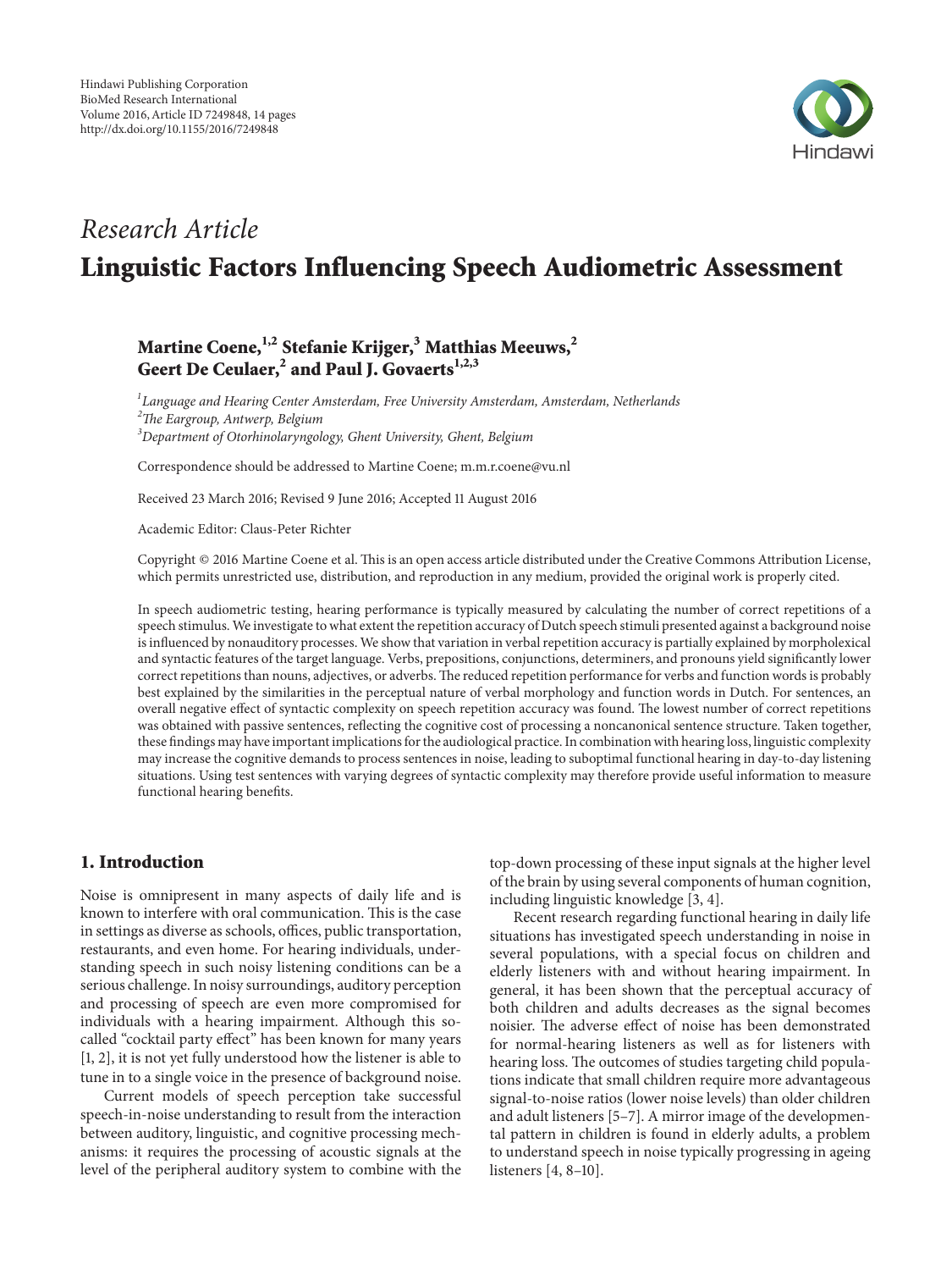Hindawi Publishing Corporation
BioMed Research International
Volume 2016, Article ID 7249848, 14 pages
http://dx.doi.org/10.1155/2016/7249848

*Research Article*

# Linguistic Factors Influencing Speech Audiometric Assessment

**Martine Coene,[1,2] Stefanie Krijger,[3] Matthias Meeuws,[2] Geert De Ceulaer,[2] and Paul J. Govaerts[1,2,3]**

[1] *Language and Hearing Center Amsterdam, Free University Amsterdam, Amsterdam, Netherlands*
[2] *The Eargroup, Antwerp, Belgium*
[3] *Department of Otorhinolaryngology, Ghent University, Ghent, Belgium*

Correspondence should be addressed to Martine Coene; m.m.r.coene@vu.nl

Received 23 March 2016; Revised 9 June 2016; Accepted 11 August 2016

Academic Editor: Claus-Peter Richter

Copyright © 2016 Martine Coene et al. This is an open access article distributed under the Creative Commons Attribution License, which permits unrestricted use, distribution, and reproduction in any medium, provided the original work is properly cited.

In speech audiometric testing, hearing performance is typically measured by calculating the number of correct repetitions of a speech stimulus. We investigate to what extent the repetition accuracy of Dutch speech stimuli presented against a background noise is influenced by nonauditory processes. We show that variation in verbal repetition accuracy is partially explained by morpholexical and syntactic features of the target language. Verbs, prepositions, conjunctions, determiners, and pronouns yield significantly lower correct repetitions than nouns, adjectives, or adverbs. The reduced repetition performance for verbs and function words is probably best explained by the similarities in the perceptual nature of verbal morphology and function words in Dutch. For sentences, an overall negative effect of syntactic complexity on speech repetition accuracy was found. The lowest number of correct repetitions was obtained with passive sentences, reflecting the cognitive cost of processing a noncanonical sentence structure. Taken together, these findings may have important implications for the audiological practice. In combination with hearing loss, linguistic complexity may increase the cognitive demands to process sentences in noise, leading to suboptimal functional hearing in day-to-day listening situations. Using test sentences with varying degrees of syntactic complexity may therefore provide useful information to measure functional hearing benefits.

## 1. Introduction

Noise is omnipresent in many aspects of daily life and is known to interfere with oral communication. This is the case in settings as diverse as schools, offices, public transportation, restaurants, and even home. For hearing individuals, understanding speech in such noisy listening conditions can be a serious challenge. In noisy surroundings, auditory perception and processing of speech are even more compromised for individuals with a hearing impairment. Although this so-called "cocktail party effect" has been known for many years [1, 2], it is not yet fully understood how the listener is able to tune in to a single voice in the presence of background noise.

Current models of speech perception take successful speech-in-noise understanding to result from the interaction between auditory, linguistic, and cognitive processing mechanisms: it requires the processing of acoustic signals at the level of the peripheral auditory system to combine with the top-down processing of these input signals at the higher level of the brain by using several components of human cognition, including linguistic knowledge [3, 4].

Recent research regarding functional hearing in daily life situations has investigated speech understanding in noise in several populations, with a special focus on children and elderly listeners with and without hearing impairment. In general, it has been shown that the perceptual accuracy of both children and adults decreases as the signal becomes noisier. The adverse effect of noise has been demonstrated for normal-hearing listeners as well as for listeners with hearing loss. The outcomes of studies targeting child populations indicate that small children require more advantageous signal-to-noise ratios (lower noise levels) than older children and adult listeners [5–7]. A mirror image of the developmental pattern in children is found in elderly adults, a problem to understand speech in noise typically progressing in ageing listeners [4, 8–10].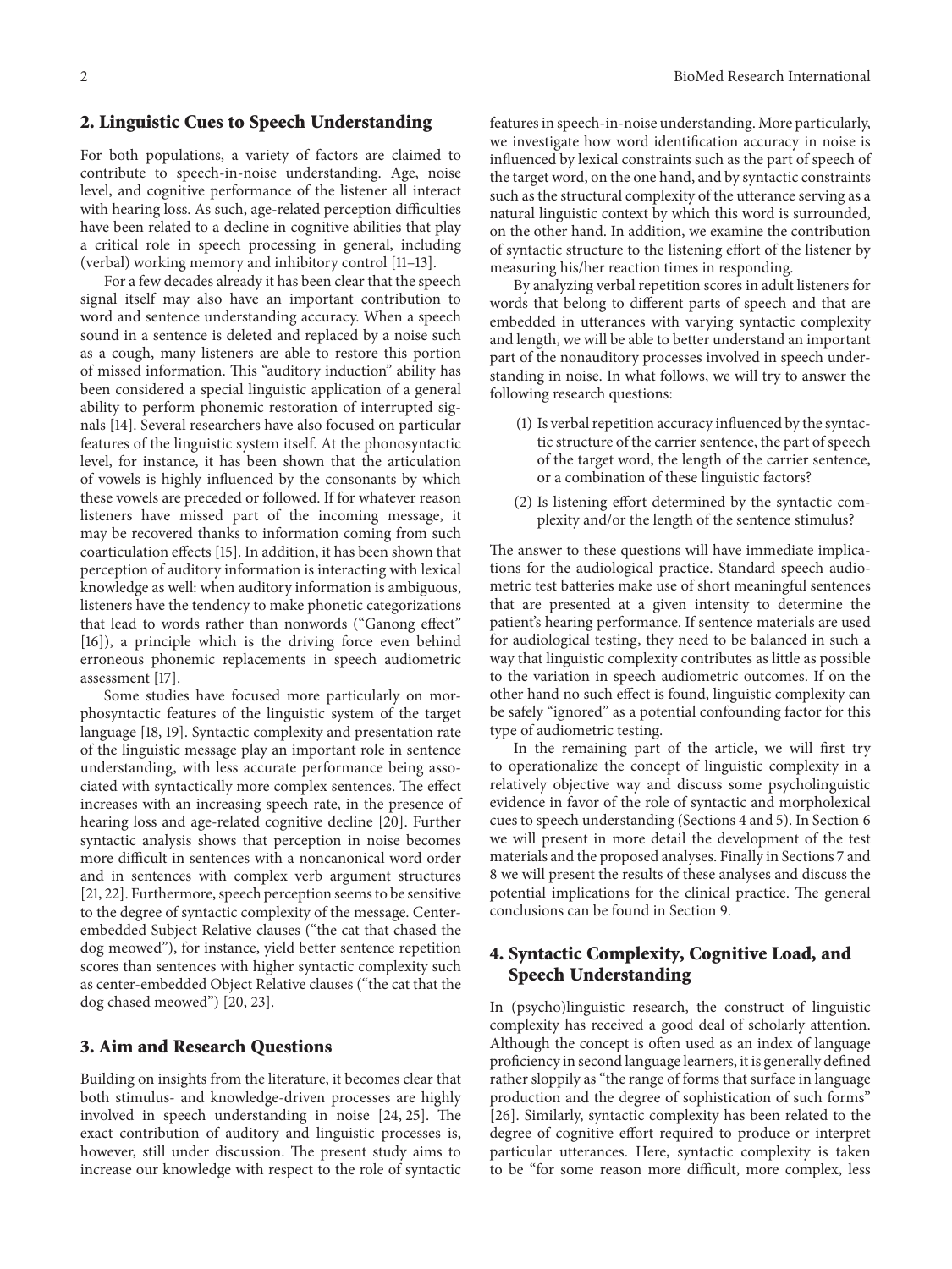## 2. Linguistic Cues to Speech Understanding

For both populations, a variety of factors are claimed to contribute to speech-in-noise understanding. Age, noise level, and cognitive performance of the listener all interact with hearing loss. As such, age-related perception difficulties have been related to a decline in cognitive abilities that play a critical role in speech processing in general, including (verbal) working memory and inhibitory control [11–13].

For a few decades already it has been clear that the speech signal itself may also have an important contribution to word and sentence understanding accuracy. When a speech sound in a sentence is deleted and replaced by a noise such as a cough, many listeners are able to restore this portion of missed information. This "auditory induction" ability has been considered a special linguistic application of a general ability to perform phonemic restoration of interrupted signals [14]. Several researchers have also focused on particular features of the linguistic system itself. At the phonosyntactic level, for instance, it has been shown that the articulation of vowels is highly influenced by the consonants by which these vowels are preceded or followed. If for whatever reason listeners have missed part of the incoming message, it may be recovered thanks to information coming from such coarticulation effects [15]. In addition, it has been shown that perception of auditory information is interacting with lexical knowledge as well: when auditory information is ambiguous, listeners have the tendency to make phonetic categorizations that lead to words rather than nonwords ("Ganong effect" [16]), a principle which is the driving force even behind erroneous phonemic replacements in speech audiometric assessment [17].

Some studies have focused more particularly on morphosyntactic features of the linguistic system of the target language [18, 19]. Syntactic complexity and presentation rate of the linguistic message play an important role in sentence understanding, with less accurate performance being associated with syntactically more complex sentences. The effect increases with an increasing speech rate, in the presence of hearing loss and age-related cognitive decline [20]. Further syntactic analysis shows that perception in noise becomes more difficult in sentences with a noncanonical word order and in sentences with complex verb argument structures [21, 22]. Furthermore, speech perception seems to be sensitive to the degree of syntactic complexity of the message. Center-embedded Subject Relative clauses ("the cat that chased the dog meowed"), for instance, yield better sentence repetition scores than sentences with higher syntactic complexity such as center-embedded Object Relative clauses ("the cat that the dog chased meowed") [20, 23].

## 3. Aim and Research Questions

Building on insights from the literature, it becomes clear that both stimulus- and knowledge-driven processes are highly involved in speech understanding in noise [24, 25]. The exact contribution of auditory and linguistic processes is, however, still under discussion. The present study aims to increase our knowledge with respect to the role of syntactic features in speech-in-noise understanding. More particularly, we investigate how word identification accuracy in noise is influenced by lexical constraints such as the part of speech of the target word, on the one hand, and by syntactic constraints such as the structural complexity of the utterance serving as a natural linguistic context by which this word is surrounded, on the other hand. In addition, we examine the contribution of syntactic structure to the listening effort of the listener by measuring his/her reaction times in responding.

By analyzing verbal repetition scores in adult listeners for words that belong to different parts of speech and that are embedded in utterances with varying syntactic complexity and length, we will be able to better understand an important part of the nonauditory processes involved in speech understanding in noise. In what follows, we will try to answer the following research questions:

(1) Is verbal repetition accuracy influenced by the syntactic structure of the carrier sentence, the part of speech of the target word, the length of the carrier sentence, or a combination of these linguistic factors?

(2) Is listening effort determined by the syntactic complexity and/or the length of the sentence stimulus?

The answer to these questions will have immediate implications for the audiological practice. Standard speech audiometric test batteries make use of short meaningful sentences that are presented at a given intensity to determine the patient's hearing performance. If sentence materials are used for audiological testing, they need to be balanced in such a way that linguistic complexity contributes as little as possible to the variation in speech audiometric outcomes. If on the other hand no such effect is found, linguistic complexity can be safely "ignored" as a potential confounding factor for this type of audiometric testing.

In the remaining part of the article, we will first try to operationalize the concept of linguistic complexity in a relatively objective way and discuss some psycholinguistic evidence in favor of the role of syntactic and morpholexical cues to speech understanding (Sections 4 and 5). In Section 6 we will present in more detail the development of the test materials and the proposed analyses. Finally in Sections 7 and 8 we will present the results of these analyses and discuss the potential implications for the clinical practice. The general conclusions can be found in Section 9.

## 4. Syntactic Complexity, Cognitive Load, and Speech Understanding

In (psycho)linguistic research, the construct of linguistic complexity has received a good deal of scholarly attention. Although the concept is often used as an index of language proficiency in second language learners, it is generally defined rather sloppily as "the range of forms that surface in language production and the degree of sophistication of such forms" [26]. Similarly, syntactic complexity has been related to the degree of cognitive effort required to produce or interpret particular utterances. Here, syntactic complexity is taken to be "for some reason more difficult, more complex, less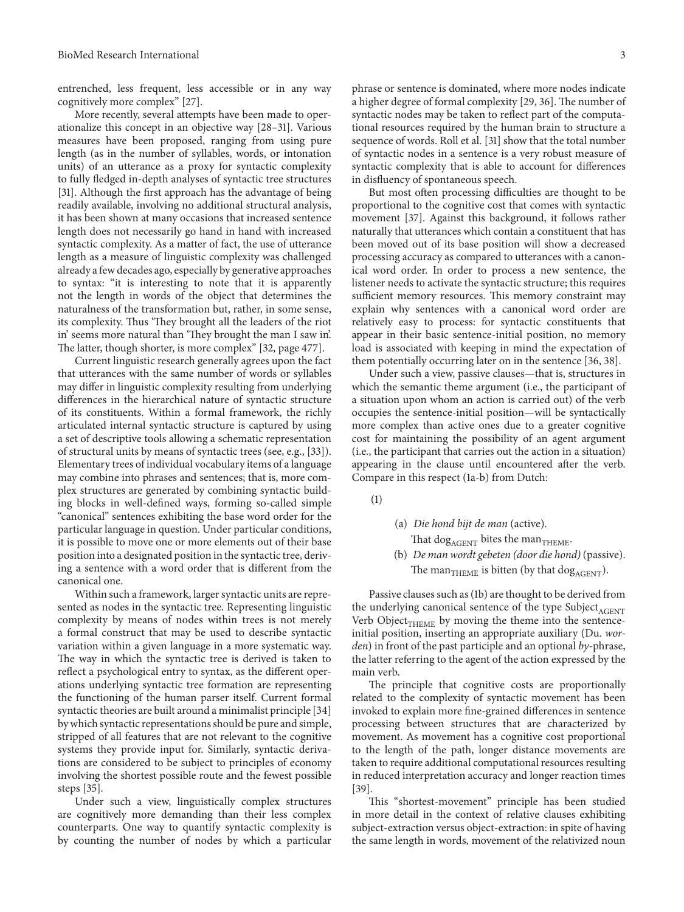entrenched, less frequent, less accessible or in any way cognitively more complex" [27].

More recently, several attempts have been made to operationalize this concept in an objective way [28–31]. Various measures have been proposed, ranging from using pure length (as in the number of syllables, words, or intonation units) of an utterance as a proxy for syntactic complexity to fully fledged in-depth analyses of syntactic tree structures [31]. Although the first approach has the advantage of being readily available, involving no additional structural analysis, it has been shown at many occasions that increased sentence length does not necessarily go hand in hand with increased syntactic complexity. As a matter of fact, the use of utterance length as a measure of linguistic complexity was challenged already a few decades ago, especially by generative approaches to syntax: "it is interesting to note that it is apparently not the length in words of the object that determines the naturalness of the transformation but, rather, in some sense, its complexity. Thus 'They brought all the leaders of the riot in' seems more natural than 'They brought the man I saw in'. The latter, though shorter, is more complex" [32, page 477].

Current linguistic research generally agrees upon the fact that utterances with the same number of words or syllables may differ in linguistic complexity resulting from underlying differences in the hierarchical nature of syntactic structure of its constituents. Within a formal framework, the richly articulated internal syntactic structure is captured by using a set of descriptive tools allowing a schematic representation of structural units by means of syntactic trees (see, e.g., [33]). Elementary trees of individual vocabulary items of a language may combine into phrases and sentences; that is, more complex structures are generated by combining syntactic building blocks in well-defined ways, forming so-called simple "canonical" sentences exhibiting the base word order for the particular language in question. Under particular conditions, it is possible to move one or more elements out of their base position into a designated position in the syntactic tree, deriving a sentence with a word order that is different from the canonical one.

Within such a framework, larger syntactic units are represented as nodes in the syntactic tree. Representing linguistic complexity by means of nodes within trees is not merely a formal construct that may be used to describe syntactic variation within a given language in a more systematic way. The way in which the syntactic tree is derived is taken to reflect a psychological entry to syntax, as the different operations underlying syntactic tree formation are representing the functioning of the human parser itself. Current formal syntactic theories are built around a minimalist principle [34] by which syntactic representations should be pure and simple, stripped of all features that are not relevant to the cognitive systems they provide input for. Similarly, syntactic derivations are considered to be subject to principles of economy involving the shortest possible route and the fewest possible steps [35].

Under such a view, linguistically complex structures are cognitively more demanding than their less complex counterparts. One way to quantify syntactic complexity is by counting the number of nodes by which a particular phrase or sentence is dominated, where more nodes indicate a higher degree of formal complexity [29, 36]. The number of syntactic nodes may be taken to reflect part of the computational resources required by the human brain to structure a sequence of words. Roll et al. [31] show that the total number of syntactic nodes in a sentence is a very robust measure of syntactic complexity that is able to account for differences in disfluency of spontaneous speech.

But most often processing difficulties are thought to be proportional to the cognitive cost that comes with syntactic movement [37]. Against this background, it follows rather naturally that utterances which contain a constituent that has been moved out of its base position will show a decreased processing accuracy as compared to utterances with a canonical word order. In order to process a new sentence, the listener needs to activate the syntactic structure; this requires sufficient memory resources. This memory constraint may explain why sentences with a canonical word order are relatively easy to process: for syntactic constituents that appear in their basic sentence-initial position, no memory load is associated with keeping in mind the expectation of them potentially occurring later on in the sentence [36, 38].

Under such a view, passive clauses—that is, structures in which the semantic theme argument (i.e., the participant of a situation upon whom an action is carried out) of the verb occupies the sentence-initial position—will be syntactically more complex than active ones due to a greater cognitive cost for maintaining the possibility of an agent argument (i.e., the participant that carries out the action in a situation) appearing in the clause until encountered after the verb. Compare in this respect (1a-b) from Dutch:

(1)

(a) *Die hond bijt de man* (active).
That dog$_{\text{AGENT}}$ bites the man$_{\text{THEME}}$.

(b) *De man wordt gebeten (door die hond)* (passive).
The man$_{\text{THEME}}$ is bitten (by that dog$_{\text{AGENT}}$).

Passive clauses such as (1b) are thought to be derived from the underlying canonical sentence of the type Subject$_{\text{AGENT}}$ Verb Object$_{\text{THEME}}$ by moving the theme into the sentence-initial position, inserting an appropriate auxiliary (Du. *worden*) in front of the past participle and an optional *by*-phrase, the latter referring to the agent of the action expressed by the main verb.

The principle that cognitive costs are proportionally related to the complexity of syntactic movement has been invoked to explain more fine-grained differences in sentence processing between structures that are characterized by movement. As movement has a cognitive cost proportional to the length of the path, longer distance movements are taken to require additional computational resources resulting in reduced interpretation accuracy and longer reaction times [39].

This "shortest-movement" principle has been studied in more detail in the context of relative clauses exhibiting subject-extraction versus object-extraction: in spite of having the same length in words, movement of the relativized noun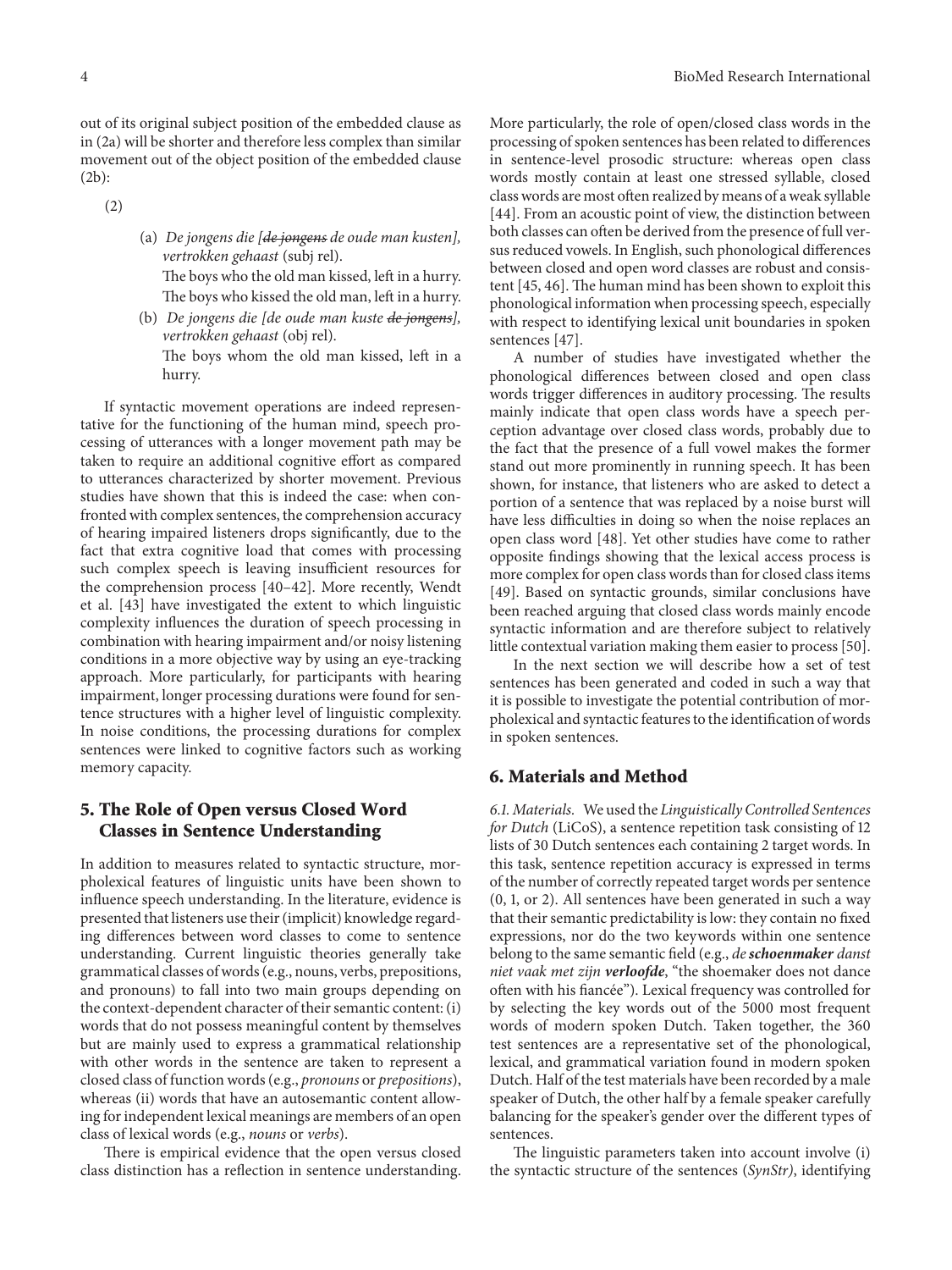out of its original subject position of the embedded clause as in (2a) will be shorter and therefore less complex than similar movement out of the object position of the embedded clause (2b):

(2)

(a) *De jongens die [~~de jongens~~ de oude man kusten], vertrokken gehaast* (subj rel).
The boys who the old man kissed, left in a hurry.
The boys who kissed the old man, left in a hurry.

(b) *De jongens die [de oude man kuste ~~de jongens~~], vertrokken gehaast* (obj rel).
The boys whom the old man kissed, left in a hurry.

If syntactic movement operations are indeed representative for the functioning of the human mind, speech processing of utterances with a longer movement path may be taken to require an additional cognitive effort as compared to utterances characterized by shorter movement. Previous studies have shown that this is indeed the case: when confronted with complex sentences, the comprehension accuracy of hearing impaired listeners drops significantly, due to the fact that extra cognitive load that comes with processing such complex speech is leaving insufficient resources for the comprehension process [40–42]. More recently, Wendt et al. [43] have investigated the extent to which linguistic complexity influences the duration of speech processing in combination with hearing impairment and/or noisy listening conditions in a more objective way by using an eye-tracking approach. More particularly, for participants with hearing impairment, longer processing durations were found for sentence structures with a higher level of linguistic complexity. In noise conditions, the processing durations for complex sentences were linked to cognitive factors such as working memory capacity.

## 5. The Role of Open versus Closed Word Classes in Sentence Understanding

In addition to measures related to syntactic structure, morpholexical features of linguistic units have been shown to influence speech understanding. In the literature, evidence is presented that listeners use their (implicit) knowledge regarding differences between word classes to come to sentence understanding. Current linguistic theories generally take grammatical classes of words (e.g., nouns, verbs, prepositions, and pronouns) to fall into two main groups depending on the context-dependent character of their semantic content: (i) words that do not possess meaningful content by themselves but are mainly used to express a grammatical relationship with other words in the sentence are taken to represent a closed class of function words (e.g., *pronouns* or *prepositions*), whereas (ii) words that have an autosemantic content allowing for independent lexical meanings are members of an open class of lexical words (e.g., *nouns* or *verbs*).

There is empirical evidence that the open versus closed class distinction has a reflection in sentence understanding. More particularly, the role of open/closed class words in the processing of spoken sentences has been related to differences in sentence-level prosodic structure: whereas open class words mostly contain at least one stressed syllable, closed class words are most often realized by means of a weak syllable [44]. From an acoustic point of view, the distinction between both classes can often be derived from the presence of full versus reduced vowels. In English, such phonological differences between closed and open word classes are robust and consistent [45, 46]. The human mind has been shown to exploit this phonological information when processing speech, especially with respect to identifying lexical unit boundaries in spoken sentences [47].

A number of studies have investigated whether the phonological differences between closed and open class words trigger differences in auditory processing. The results mainly indicate that open class words have a speech perception advantage over closed class words, probably due to the fact that the presence of a full vowel makes the former stand out more prominently in running speech. It has been shown, for instance, that listeners who are asked to detect a portion of a sentence that was replaced by a noise burst will have less difficulties in doing so when the noise replaces an open class word [48]. Yet other studies have come to rather opposite findings showing that the lexical access process is more complex for open class words than for closed class items [49]. Based on syntactic grounds, similar conclusions have been reached arguing that closed class words mainly encode syntactic information and are therefore subject to relatively little contextual variation making them easier to process [50].

In the next section we will describe how a set of test sentences has been generated and coded in such a way that it is possible to investigate the potential contribution of morpholexical and syntactic features to the identification of words in spoken sentences.

## 6. Materials and Method

*6.1. Materials.* We used the *Linguistically Controlled Sentences for Dutch* (LiCoS), a sentence repetition task consisting of 12 lists of 30 Dutch sentences each containing 2 target words. In this task, sentence repetition accuracy is expressed in terms of the number of correctly repeated target words per sentence (0, 1, or 2). All sentences have been generated in such a way that their semantic predictability is low: they contain no fixed expressions, nor do the two keywords within one sentence belong to the same semantic field (e.g., *de* ***schoenmaker*** *danst niet vaak met zijn* ***verloofde***, "the shoemaker does not dance often with his fiancée"). Lexical frequency was controlled for by selecting the key words out of the 5000 most frequent words of modern spoken Dutch. Taken together, the 360 test sentences are a representative set of the phonological, lexical, and grammatical variation found in modern spoken Dutch. Half of the test materials have been recorded by a male speaker of Dutch, the other half by a female speaker carefully balancing for the speaker's gender over the different types of sentences.

The linguistic parameters taken into account involve (i) the syntactic structure of the sentences (*SynStr)*, identifying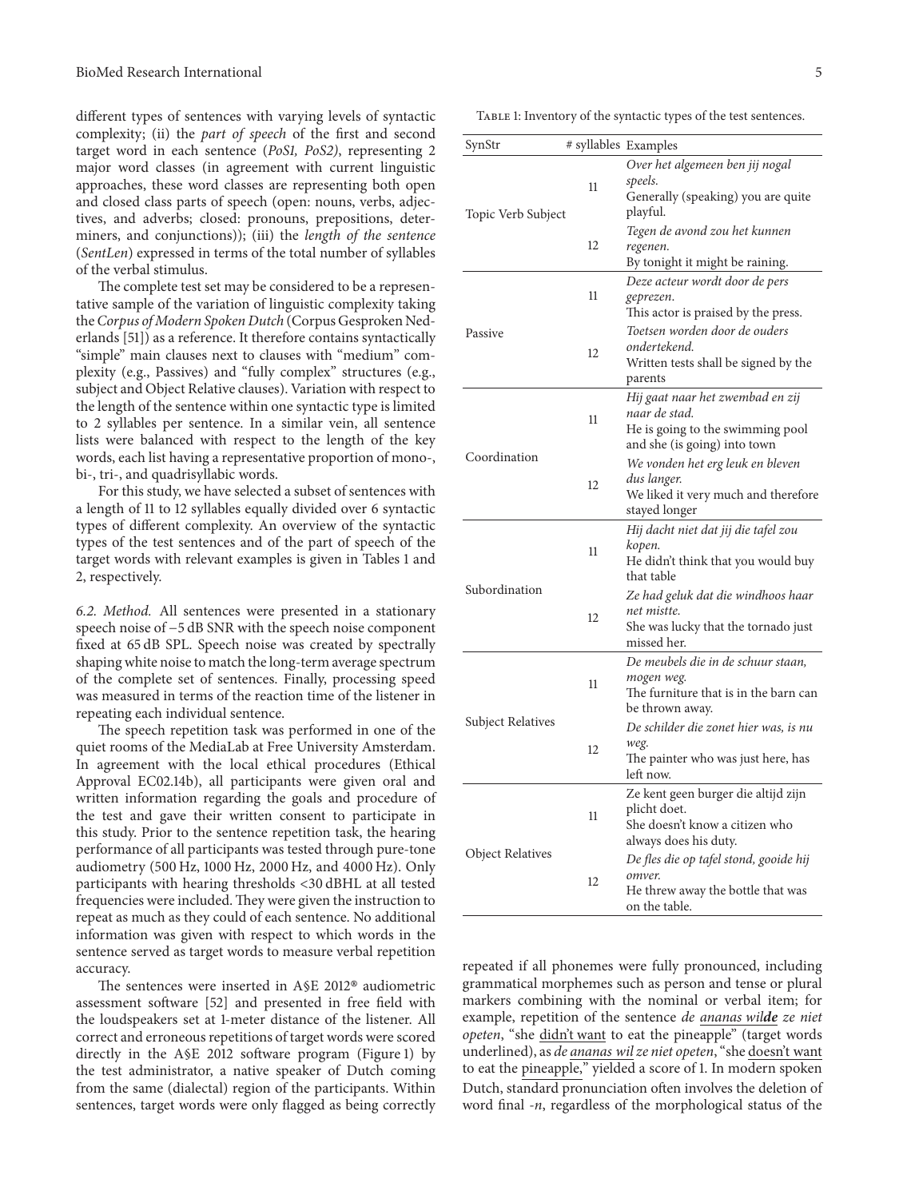different types of sentences with varying levels of syntactic complexity; (ii) the *part of speech* of the first and second target word in each sentence (*PoS1, PoS2*), representing 2 major word classes (in agreement with current linguistic approaches, these word classes are representing both open and closed class parts of speech (open: nouns, verbs, adjectives, and adverbs; closed: pronouns, prepositions, determiners, and conjunctions)); (iii) the *length of the sentence* (*SentLen*) expressed in terms of the total number of syllables of the verbal stimulus.

The complete test set may be considered to be a representative sample of the variation of linguistic complexity taking the *Corpus of Modern Spoken Dutch* (Corpus Gesproken Nederlands [51]) as a reference. It therefore contains syntactically "simple" main clauses next to clauses with "medium" complexity (e.g., Passives) and "fully complex" structures (e.g., subject and Object Relative clauses). Variation with respect to the length of the sentence within one syntactic type is limited to 2 syllables per sentence. In a similar vein, all sentence lists were balanced with respect to the length of the key words, each list having a representative proportion of mono-, bi-, tri-, and quadrisyllabic words.

For this study, we have selected a subset of sentences with a length of 11 to 12 syllables equally divided over 6 syntactic types of different complexity. An overview of the syntactic types of the test sentences and of the part of speech of the target words with relevant examples is given in Tables 1 and 2, respectively.

*6.2. Method.* All sentences were presented in a stationary speech noise of −5 dB SNR with the speech noise component fixed at 65 dB SPL. Speech noise was created by spectrally shaping white noise to match the long-term average spectrum of the complete set of sentences. Finally, processing speed was measured in terms of the reaction time of the listener in repeating each individual sentence.

The speech repetition task was performed in one of the quiet rooms of the MediaLab at Free University Amsterdam. In agreement with the local ethical procedures (Ethical Approval EC02.14b), all participants were given oral and written information regarding the goals and procedure of the test and gave their written consent to participate in this study. Prior to the sentence repetition task, the hearing performance of all participants was tested through pure-tone audiometry (500 Hz, 1000 Hz, 2000 Hz, and 4000 Hz). Only participants with hearing thresholds <30 dBHL at all tested frequencies were included. They were given the instruction to repeat as much as they could of each sentence. No additional information was given with respect to which words in the sentence served as target words to measure verbal repetition accuracy.

The sentences were inserted in A§E 2012® audiometric assessment software [52] and presented in free field with the loudspeakers set at 1-meter distance of the listener. All correct and erroneous repetitions of target words were scored directly in the A§E 2012 software program (Figure 1) by the test administrator, a native speaker of Dutch coming from the same (dialectal) region of the participants. Within sentences, target words were only flagged as being correctly repeated if all phonemes were fully pronounced, including grammatical morphemes such as person and tense or plural markers combining with the nominal or verbal item; for example, repetition of the sentence *de ananas wil**de** ze niet opeten*, "she didn't want to eat the pineapple" (target words underlined), as *de ananas wil ze niet opeten*, "she doesn't want to eat the pineapple," yielded a score of 1. In modern spoken Dutch, standard pronunciation often involves the deletion of word final *-n*, regardless of the morphological status of the

Table 1: Inventory of the syntactic types of the test sentences.

| SynStr | # syllables | Examples |
|---|---|---|
| Topic Verb Subject | 11 | *Over het algemeen ben jij nogal speels.* Generally (speaking) you are quite playful. |
| | 12 | *Tegen de avond zou het kunnen regenen.* By tonight it might be raining. |
| Passive | 11 | *Deze acteur wordt door de pers geprezen.* This actor is praised by the press. |
| | 12 | *Toetsen worden door de ouders ondertekend.* Written tests shall be signed by the parents |
| Coordination | 11 | *Hij gaat naar het zwembad en zij naar de stad.* He is going to the swimming pool and she (is going) into town |
| | 12 | *We vonden het erg leuk en bleven dus langer.* We liked it very much and therefore stayed longer |
| Subordination | 11 | *Hij dacht niet dat jij die tafel zou kopen.* He didn't think that you would buy that table |
| | 12 | *Ze had geluk dat die windhoos haar net mistte.* She was lucky that the tornado just missed her. |
| Subject Relatives | 11 | *De meubels die in de schuur staan, mogen weg.* The furniture that is in the barn can be thrown away. |
| | 12 | *De schilder die zonet hier was, is nu weg.* The painter who was just here, has left now. |
| Object Relatives | 11 | Ze kent geen burger die altijd zijn plicht doet. She doesn't know a citizen who always does his duty. |
| | 12 | *De fles die op tafel stond, gooide hij omver.* He threw away the bottle that was on the table. |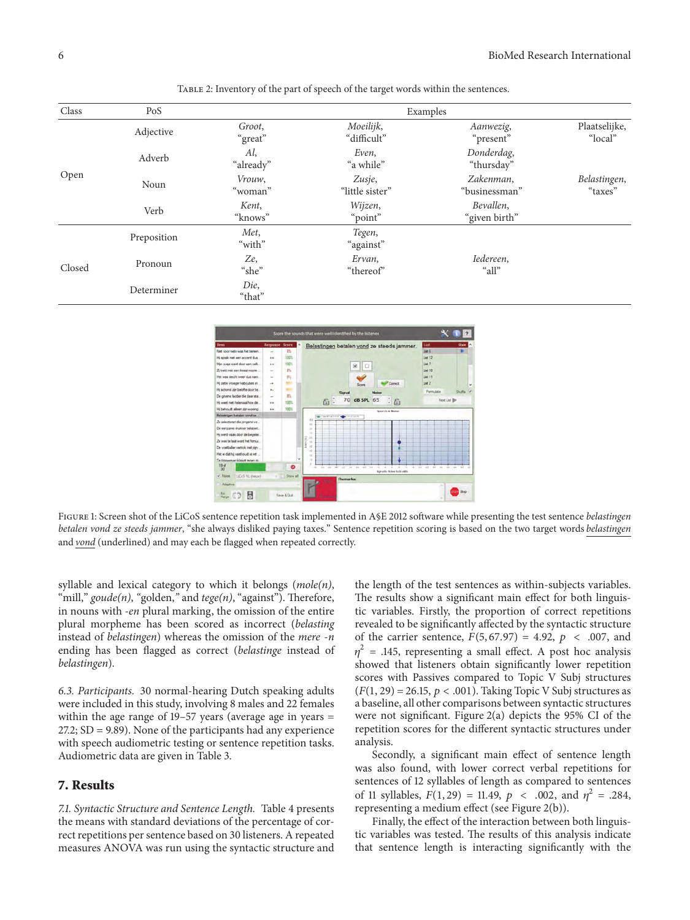Table 2: Inventory of the part of speech of the target words within the sentences.

| Class | PoS | Examples | | | |
|---|---|---|---|---|---|
| Open | Adjective | *Groot*, "great" | *Moeilijk*, "difficult" | *Aanwezig*, "present" | Plaatselijke, "local" |
| | Adverb | *Al*, "already" | *Even*, "a while" | *Donderdag*, "thursday" | |
| | Noun | *Vrouw*, "woman" | *Zusje*, "little sister" | *Zakenman*, "businessman" | *Belastingen*, "taxes" |
| | Verb | *Kent*, "knows" | *Wijzen*, "point" | *Bevallen*, "given birth" | |
| Closed | Preposition | *Met*, "with" | *Tegen*, "against" | | |
| | Pronoun | *Ze*, "she" | *Ervan*, "thereof" | *Iedereen*, "all" | |
| | Determiner | *Die*, "that" | | | |

Figure 1: Screen shot of the LiCoS sentence repetition task implemented in A§E 2012 software while presenting the test sentence *belastingen betalen vond ze steeds jammer*, "she always disliked paying taxes." Sentence repetition scoring is based on the two target words *belastingen* and *vond* (underlined) and may each be flagged when repeated correctly.

syllable and lexical category to which it belongs (*mole(n)*, "mill," *goude(n)*, "golden," and *tege(n)*, "against"). Therefore, in nouns with *-en* plural marking, the omission of the entire plural morpheme has been scored as incorrect (*belasting* instead of *belastingen*) whereas the omission of the *mere -n* ending has been flagged as correct (*belastinge* instead of *belastingen*).

*6.3. Participants.* 30 normal-hearing Dutch speaking adults were included in this study, involving 8 males and 22 females within the age range of 19–57 years (average age in years = 27.2; SD = 9.89). None of the participants had any experience with speech audiometric testing or sentence repetition tasks. Audiometric data are given in Table 3.

## 7. Results

*7.1. Syntactic Structure and Sentence Length.* Table 4 presents the means with standard deviations of the percentage of correct repetitions per sentence based on 30 listeners. A repeated measures ANOVA was run using the syntactic structure and the length of the test sentences as within-subjects variables. The results show a significant main effect for both linguistic variables. Firstly, the proportion of correct repetitions revealed to be significantly affected by the syntactic structure of the carrier sentence, $F(5, 67.97) = 4.92$, $p < .007$, and $\eta^2 = .145$, representing a small effect. A post hoc analysis showed that listeners obtain significantly lower repetition scores with Passives compared to Topic V Subj structures ($F(1, 29) = 26.15$, $p < .001$). Taking Topic V Subj structures as a baseline, all other comparisons between syntactic structures were not significant. Figure 2(a) depicts the 95% CI of the repetition scores for the different syntactic structures under analysis.

Secondly, a significant main effect of sentence length was also found, with lower correct verbal repetitions for sentences of 12 syllables of length as compared to sentences of 11 syllables, $F(1, 29) = 11.49$, $p < .002$, and $\eta^2 = .284$, representing a medium effect (see Figure 2(b)).

Finally, the effect of the interaction between both linguistic variables was tested. The results of this analysis indicate that sentence length is interacting significantly with the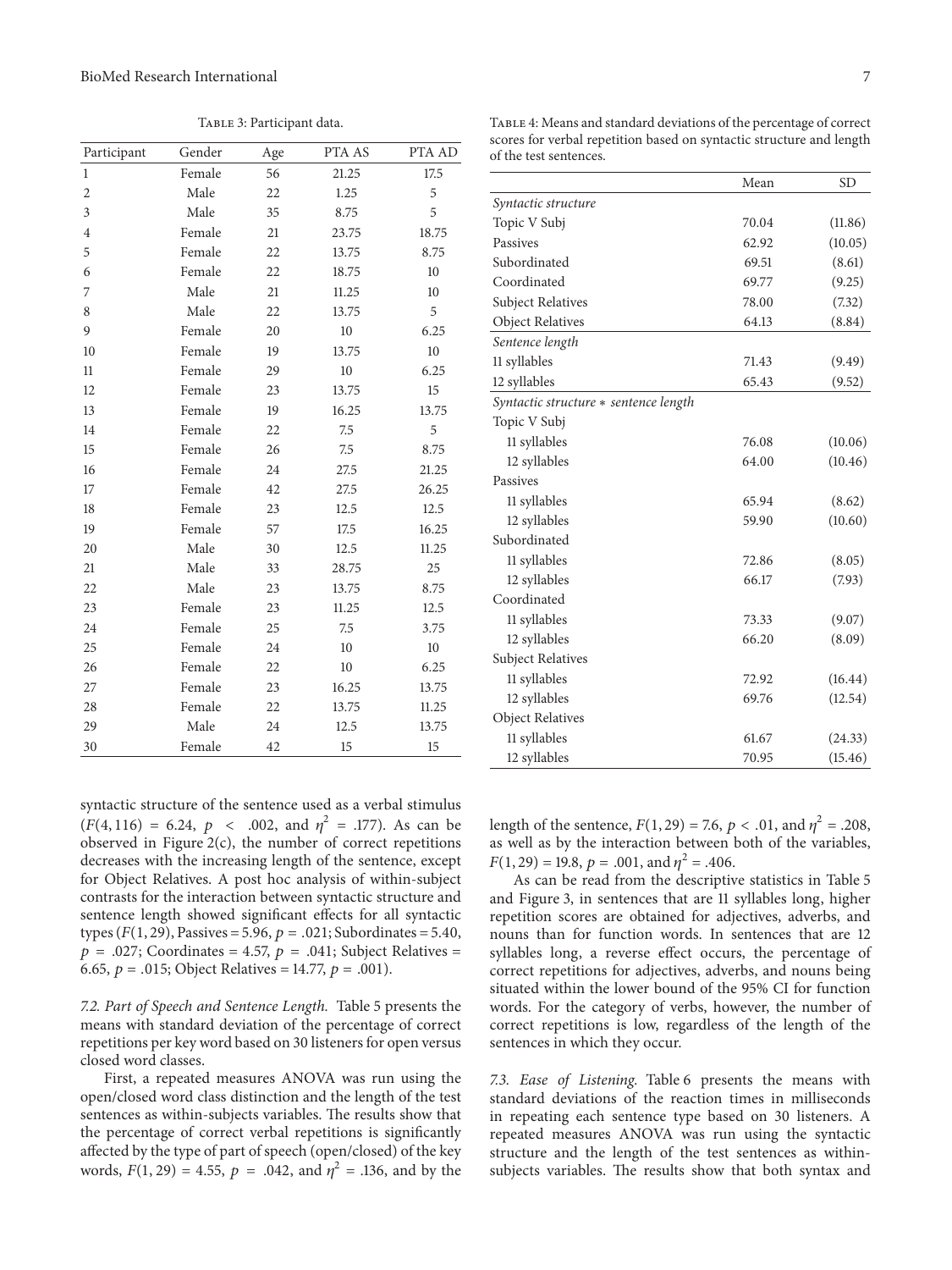Table 3: Participant data.

| Participant | Gender | Age | PTA AS | PTA AD |
|---|---|---|---|---|
| 1 | Female | 56 | 21.25 | 17.5 |
| 2 | Male | 22 | 1.25 | 5 |
| 3 | Male | 35 | 8.75 | 5 |
| 4 | Female | 21 | 23.75 | 18.75 |
| 5 | Female | 22 | 13.75 | 8.75 |
| 6 | Female | 22 | 18.75 | 10 |
| 7 | Male | 21 | 11.25 | 10 |
| 8 | Male | 22 | 13.75 | 5 |
| 9 | Female | 20 | 10 | 6.25 |
| 10 | Female | 19 | 13.75 | 10 |
| 11 | Female | 29 | 10 | 6.25 |
| 12 | Female | 23 | 13.75 | 15 |
| 13 | Female | 19 | 16.25 | 13.75 |
| 14 | Female | 22 | 7.5 | 5 |
| 15 | Female | 26 | 7.5 | 8.75 |
| 16 | Female | 24 | 27.5 | 21.25 |
| 17 | Female | 42 | 27.5 | 26.25 |
| 18 | Female | 23 | 12.5 | 12.5 |
| 19 | Female | 57 | 17.5 | 16.25 |
| 20 | Male | 30 | 12.5 | 11.25 |
| 21 | Male | 33 | 28.75 | 25 |
| 22 | Male | 23 | 13.75 | 8.75 |
| 23 | Female | 23 | 11.25 | 12.5 |
| 24 | Female | 25 | 7.5 | 3.75 |
| 25 | Female | 24 | 10 | 10 |
| 26 | Female | 22 | 10 | 6.25 |
| 27 | Female | 23 | 16.25 | 13.75 |
| 28 | Female | 22 | 13.75 | 11.25 |
| 29 | Male | 24 | 12.5 | 13.75 |
| 30 | Female | 42 | 15 | 15 |

syntactic structure of the sentence used as a verbal stimulus ($F(4, 116) = 6.24$, $p < .002$, and $\eta^2 = .177$). As can be observed in Figure 2(c), the number of correct repetitions decreases with the increasing length of the sentence, except for Object Relatives. A post hoc analysis of within-subject contrasts for the interaction between syntactic structure and sentence length showed significant effects for all syntactic types ($F(1, 29)$, Passives = 5.96, $p = .021$; Subordinates = 5.40, $p = .027$; Coordinates = 4.57, $p = .041$; Subject Relatives = 6.65, $p = .015$; Object Relatives = 14.77, $p = .001$).

*7.2. Part of Speech and Sentence Length.* Table 5 presents the means with standard deviation of the percentage of correct repetitions per key word based on 30 listeners for open versus closed word classes.

First, a repeated measures ANOVA was run using the open/closed word class distinction and the length of the test sentences as within-subjects variables. The results show that the percentage of correct verbal repetitions is significantly affected by the type of part of speech (open/closed) of the key words, $F(1, 29) = 4.55$, $p = .042$, and $\eta^2 = .136$, and by the length of the sentence, $F(1, 29) = 7.6$, $p < .01$, and $\eta^2 = .208$, as well as by the interaction between both of the variables, $F(1, 29) = 19.8$, $p = .001$, and $\eta^2 = .406$.

As can be read from the descriptive statistics in Table 5 and Figure 3, in sentences that are 11 syllables long, higher repetition scores are obtained for adjectives, adverbs, and nouns than for function words. In sentences that are 12 syllables long, a reverse effect occurs, the percentage of correct repetitions for adjectives, adverbs, and nouns being situated within the lower bound of the 95% CI for function words. For the category of verbs, however, the number of correct repetitions is low, regardless of the length of the sentences in which they occur.

*7.3. Ease of Listening.* Table 6 presents the means with standard deviations of the reaction times in milliseconds in repeating each sentence type based on 30 listeners. A repeated measures ANOVA was run using the syntactic structure and the length of the test sentences as within-subjects variables. The results show that both syntax and

Table 4: Means and standard deviations of the percentage of correct scores for verbal repetition based on syntactic structure and length of the test sentences.

| | Mean | SD |
|---|---|---|
| *Syntactic structure* | | |
| Topic V Subj | 70.04 | (11.86) |
| Passives | 62.92 | (10.05) |
| Subordinated | 69.51 | (8.61) |
| Coordinated | 69.77 | (9.25) |
| Subject Relatives | 78.00 | (7.32) |
| Object Relatives | 64.13 | (8.84) |
| *Sentence length* | | |
| 11 syllables | 71.43 | (9.49) |
| 12 syllables | 65.43 | (9.52) |
| *Syntactic structure * sentence length* | | |
| Topic V Subj | | |
| 11 syllables | 76.08 | (10.06) |
| 12 syllables | 64.00 | (10.46) |
| Passives | | |
| 11 syllables | 65.94 | (8.62) |
| 12 syllables | 59.90 | (10.60) |
| Subordinated | | |
| 11 syllables | 72.86 | (8.05) |
| 12 syllables | 66.17 | (7.93) |
| Coordinated | | |
| 11 syllables | 73.33 | (9.07) |
| 12 syllables | 66.20 | (8.09) |
| Subject Relatives | | |
| 11 syllables | 72.92 | (16.44) |
| 12 syllables | 69.76 | (12.54) |
| Object Relatives | | |
| 11 syllables | 61.67 | (24.33) |
| 12 syllables | 70.95 | (15.46) |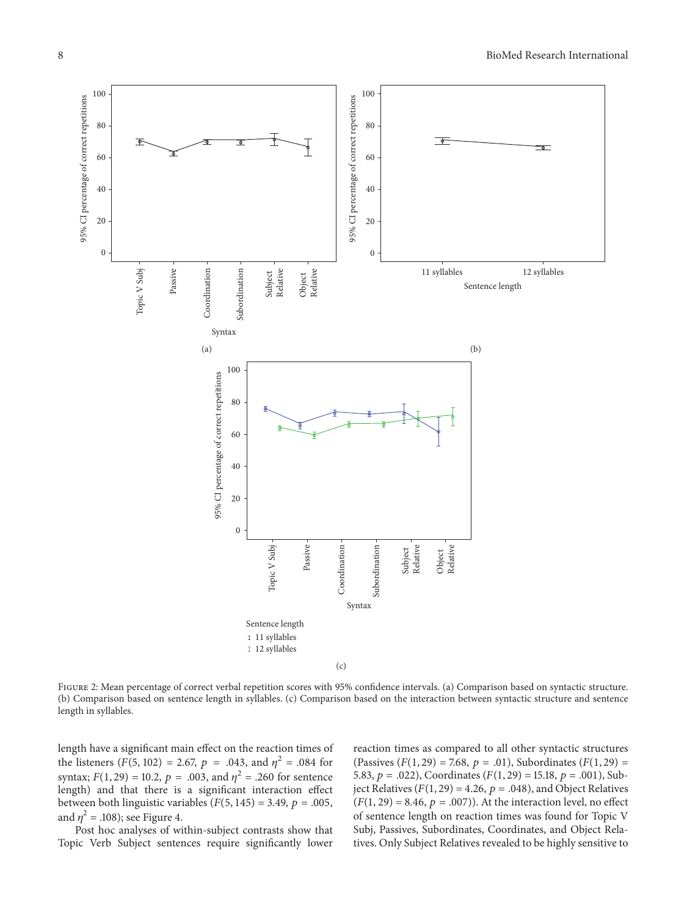Figure 2: Mean percentage of correct verbal repetition scores with 95% confidence intervals. (a) Comparison based on syntactic structure. (b) Comparison based on sentence length in syllables. (c) Comparison based on the interaction between syntactic structure and sentence length in syllables.

length have a significant main effect on the reaction times of the listeners ($F(5, 102) = 2.67$, $p = .043$, and $\eta^2 = .084$ for syntax; $F(1, 29) = 10.2$, $p = .003$, and $\eta^2 = .260$ for sentence length) and that there is a significant interaction effect between both linguistic variables ($F(5, 145) = 3.49$, $p = .005$, and $\eta^2 = .108$); see Figure 4.

Post hoc analyses of within-subject contrasts show that Topic Verb Subject sentences require significantly lower reaction times as compared to all other syntactic structures (Passives ($F(1, 29) = 7.68$, $p = .01$), Subordinates ($F(1, 29) = 5.83$, $p = .022$), Coordinates ($F(1, 29) = 15.18$, $p = .001$), Subject Relatives ($F(1, 29) = 4.26$, $p = .048$), and Object Relatives ($F(1, 29) = 8.46$, $p = .007$)). At the interaction level, no effect of sentence length on reaction times was found for Topic V Subj, Passives, Subordinates, Coordinates, and Object Relatives. Only Subject Relatives revealed to be highly sensitive to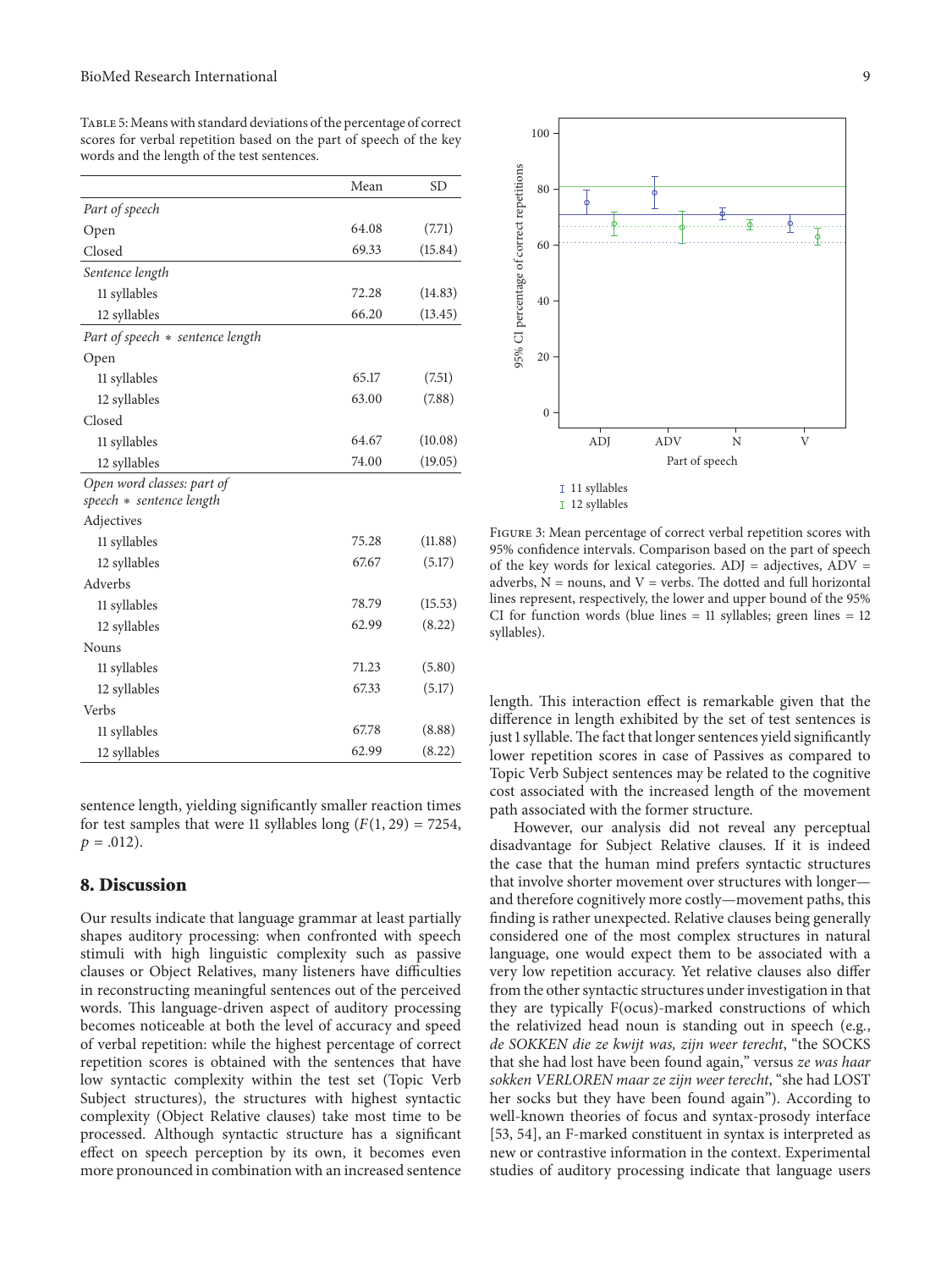Table 5: Means with standard deviations of the percentage of correct scores for verbal repetition based on the part of speech of the key words and the length of the test sentences.

| | Mean | SD |
|---|---|---|
| *Part of speech* | | |
| Open | 64.08 | (7.71) |
| Closed | 69.33 | (15.84) |
| *Sentence length* | | |
| 11 syllables | 72.28 | (14.83) |
| 12 syllables | 66.20 | (13.45) |
| *Part of speech * sentence length* | | |
| Open | | |
| 11 syllables | 65.17 | (7.51) |
| 12 syllables | 63.00 | (7.88) |
| Closed | | |
| 11 syllables | 64.67 | (10.08) |
| 12 syllables | 74.00 | (19.05) |
| *Open word classes: part of speech * sentence length* | | |
| Adjectives | | |
| 11 syllables | 75.28 | (11.88) |
| 12 syllables | 67.67 | (5.17) |
| Adverbs | | |
| 11 syllables | 78.79 | (15.53) |
| 12 syllables | 62.99 | (8.22) |
| Nouns | | |
| 11 syllables | 71.23 | (5.80) |
| 12 syllables | 67.33 | (5.17) |
| Verbs | | |
| 11 syllables | 67.78 | (8.88) |
| 12 syllables | 62.99 | (8.22) |

sentence length, yielding significantly smaller reaction times for test samples that were 11 syllables long ($F(1, 29) = 7254$, $p = .012$).

## 8. Discussion

Our results indicate that language grammar at least partially shapes auditory processing: when confronted with speech stimuli with high linguistic complexity such as passive clauses or Object Relatives, many listeners have difficulties in reconstructing meaningful sentences out of the perceived words. This language-driven aspect of auditory processing becomes noticeable at both the level of accuracy and speed of verbal repetition: while the highest percentage of correct repetition scores is obtained with the sentences that have low syntactic complexity within the test set (Topic Verb Subject structures), the structures with highest syntactic complexity (Object Relative clauses) take most time to be processed. Although syntactic structure has a significant effect on speech perception by its own, it becomes even more pronounced in combination with an increased sentence length. This interaction effect is remarkable given that the difference in length exhibited by the set of test sentences is just 1 syllable. The fact that longer sentences yield significantly lower repetition scores in case of Passives as compared to Topic Verb Subject sentences may be related to the cognitive cost associated with the increased length of the movement path associated with the former structure.

Figure 3: Mean percentage of correct verbal repetition scores with 95% confidence intervals. Comparison based on the part of speech of the key words for lexical categories. ADJ = adjectives, ADV = adverbs, N = nouns, and V = verbs. The dotted and full horizontal lines represent, respectively, the lower and upper bound of the 95% CI for function words (blue lines = 11 syllables; green lines = 12 syllables).

However, our analysis did not reveal any perceptual disadvantage for Subject Relative clauses. If it is indeed the case that the human mind prefers syntactic structures that involve shorter movement over structures with longer—and therefore cognitively more costly—movement paths, this finding is rather unexpected. Relative clauses being generally considered one of the most complex structures in natural language, one would expect them to be associated with a very low repetition accuracy. Yet relative clauses also differ from the other syntactic structures under investigation in that they are typically F(ocus)-marked constructions of which the relativized head noun is standing out in speech (e.g., *de SOKKEN die ze kwijt was, zijn weer terecht*, "the SOCKS that she had lost have been found again," versus *ze was haar sokken VERLOREN maar ze zijn weer terecht*, "she had LOST her socks but they have been found again"). According to well-known theories of focus and syntax-prosody interface [53, 54], an F-marked constituent in syntax is interpreted as new or contrastive information in the context. Experimental studies of auditory processing indicate that language users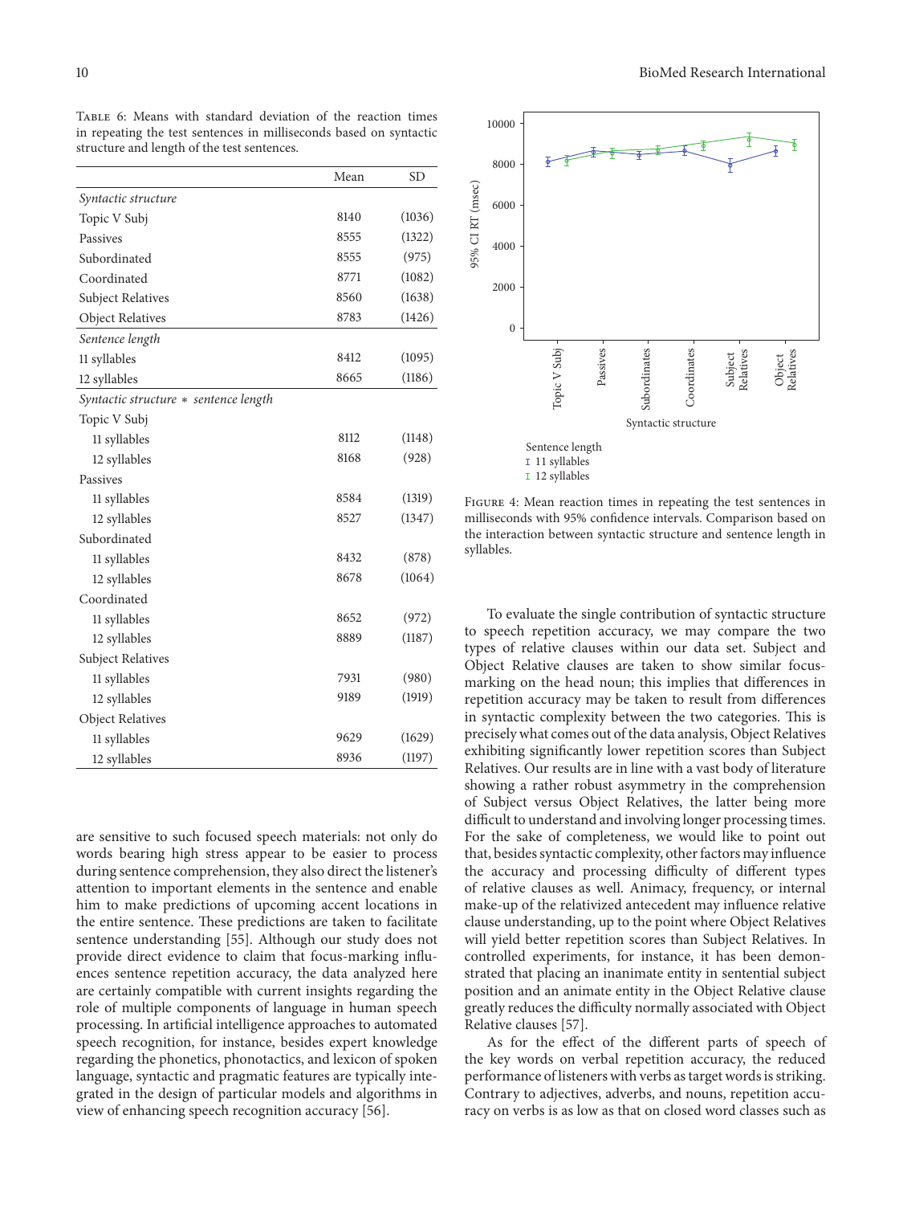Table 6: Means with standard deviation of the reaction times in repeating the test sentences in milliseconds based on syntactic structure and length of the test sentences.

| | Mean | SD |
|---|---|---|
| *Syntactic structure* | | |
| Topic V Subj | 8140 | (1036) |
| Passives | 8555 | (1322) |
| Subordinated | 8555 | (975) |
| Coordinated | 8771 | (1082) |
| Subject Relatives | 8560 | (1638) |
| Object Relatives | 8783 | (1426) |
| *Sentence length* | | |
| 11 syllables | 8412 | (1095) |
| 12 syllables | 8665 | (1186) |
| *Syntactic structure * sentence length* | | |
| Topic V Subj | | |
| 11 syllables | 8112 | (1148) |
| 12 syllables | 8168 | (928) |
| Passives | | |
| 11 syllables | 8584 | (1319) |
| 12 syllables | 8527 | (1347) |
| Subordinated | | |
| 11 syllables | 8432 | (878) |
| 12 syllables | 8678 | (1064) |
| Coordinated | | |
| 11 syllables | 8652 | (972) |
| 12 syllables | 8889 | (1187) |
| Subject Relatives | | |
| 11 syllables | 7931 | (980) |
| 12 syllables | 9189 | (1919) |
| Object Relatives | | |
| 11 syllables | 9629 | (1629) |
| 12 syllables | 8936 | (1197) |

are sensitive to such focused speech materials: not only do words bearing high stress appear to be easier to process during sentence comprehension, they also direct the listener's attention to important elements in the sentence and enable him to make predictions of upcoming accent locations in the entire sentence. These predictions are taken to facilitate sentence understanding [55]. Although our study does not provide direct evidence to claim that focus-marking influences sentence repetition accuracy, the data analyzed here are certainly compatible with current insights regarding the role of multiple components of language in human speech processing. In artificial intelligence approaches to automated speech recognition, for instance, besides expert knowledge regarding the phonetics, phonotactics, and lexicon of spoken language, syntactic and pragmatic features are typically integrated in the design of particular models and algorithms in view of enhancing speech recognition accuracy [56].

Figure 4: Mean reaction times in repeating the test sentences in milliseconds with 95% confidence intervals. Comparison based on the interaction between syntactic structure and sentence length in syllables.

To evaluate the single contribution of syntactic structure to speech repetition accuracy, we may compare the two types of relative clauses within our data set. Subject and Object Relative clauses are taken to show similar focus-marking on the head noun; this implies that differences in repetition accuracy may be taken to result from differences in syntactic complexity between the two categories. This is precisely what comes out of the data analysis, Object Relatives exhibiting significantly lower repetition scores than Subject Relatives. Our results are in line with a vast body of literature showing a rather robust asymmetry in the comprehension of Subject versus Object Relatives, the latter being more difficult to understand and involving longer processing times. For the sake of completeness, we would like to point out that, besides syntactic complexity, other factors may influence the accuracy and processing difficulty of different types of relative clauses as well. Animacy, frequency, or internal make-up of the relativized antecedent may influence relative clause understanding, up to the point where Object Relatives will yield better repetition scores than Subject Relatives. In controlled experiments, for instance, it has been demonstrated that placing an inanimate entity in sentential subject position and an animate entity in the Object Relative clause greatly reduces the difficulty normally associated with Object Relative clauses [57].

As for the effect of the different parts of speech of the key words on verbal repetition accuracy, the reduced performance of listeners with verbs as target words is striking. Contrary to adjectives, adverbs, and nouns, repetition accuracy on verbs is as low as that on closed word classes such as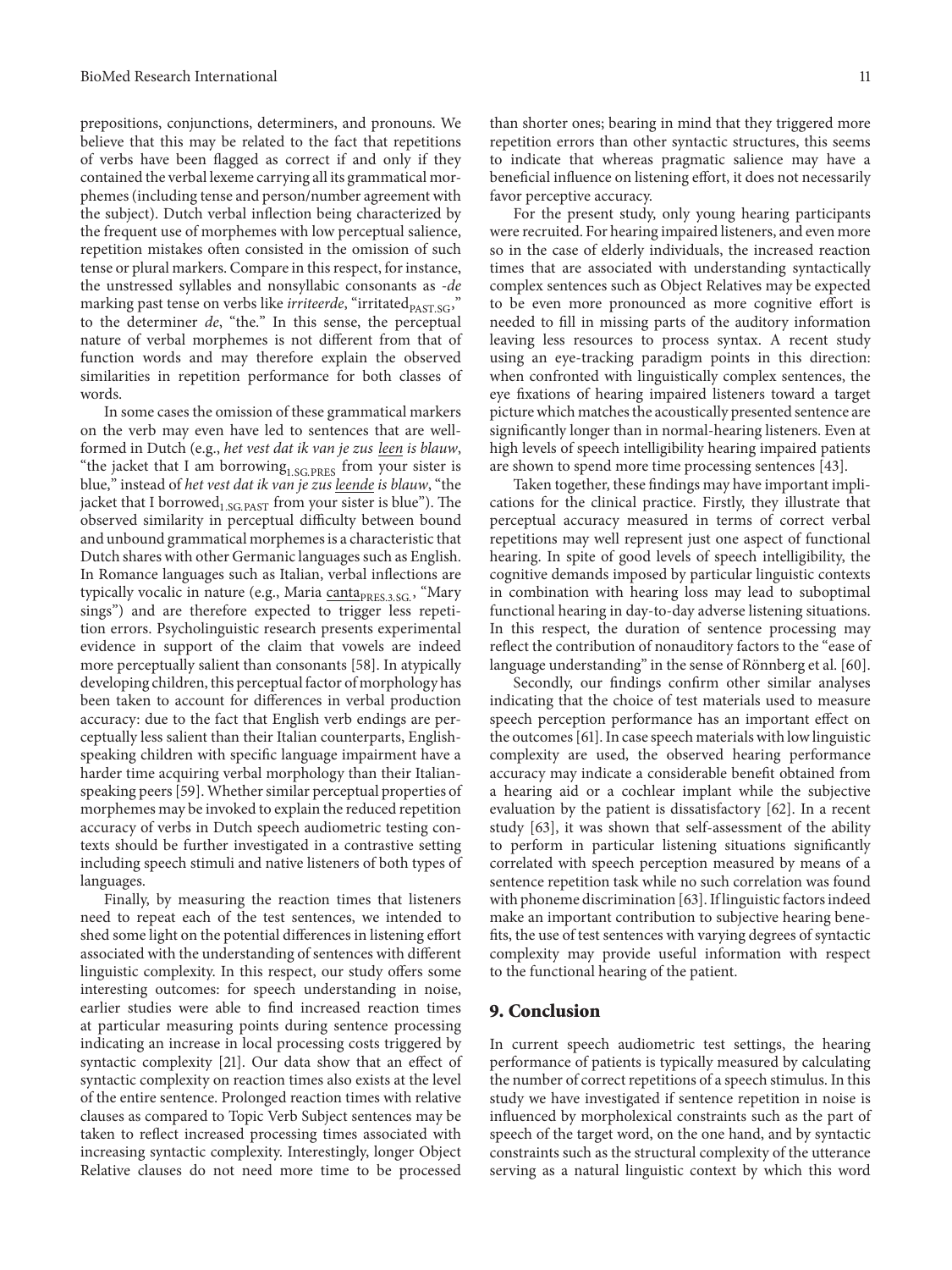prepositions, conjunctions, determiners, and pronouns. We believe that this may be related to the fact that repetitions of verbs have been flagged as correct if and only if they contained the verbal lexeme carrying all its grammatical morphemes (including tense and person/number agreement with the subject). Dutch verbal inflection being characterized by the frequent use of morphemes with low perceptual salience, repetition mistakes often consisted in the omission of such tense or plural markers. Compare in this respect, for instance, the unstressed syllables and nonsyllabic consonants as *-de* marking past tense on verbs like *irriteerde*, "irritated$_{\text{PAST.SG}}$," to the determiner *de*, "the." In this sense, the perceptual nature of verbal morphemes is not different from that of function words and may therefore explain the observed similarities in repetition performance for both classes of words.

In some cases the omission of these grammatical markers on the verb may even have led to sentences that are well-formed in Dutch (e.g., *het vest dat ik van je zus leen is blauw*, "the jacket that I am borrowing$_{\text{1.SG.PRES}}$ from your sister is blue," instead of *het vest dat ik van je zus leende is blauw*, "the jacket that I borrowed$_{\text{1.SG.PAST}}$ from your sister is blue"). The observed similarity in perceptual difficulty between bound and unbound grammatical morphemes is a characteristic that Dutch shares with other Germanic languages such as English. In Romance languages such as Italian, verbal inflections are typically vocalic in nature (e.g., Maria canta$_{\text{PRES.3.SG.}}$, "Mary sings") and are therefore expected to trigger less repetition errors. Psycholinguistic research presents experimental evidence in support of the claim that vowels are indeed more perceptually salient than consonants [58]. In atypically developing children, this perceptual factor of morphology has been taken to account for differences in verbal production accuracy: due to the fact that English verb endings are perceptually less salient than their Italian counterparts, English-speaking children with specific language impairment have a harder time acquiring verbal morphology than their Italian-speaking peers [59]. Whether similar perceptual properties of morphemes may be invoked to explain the reduced repetition accuracy of verbs in Dutch speech audiometric testing contexts should be further investigated in a contrastive setting including speech stimuli and native listeners of both types of languages.

Finally, by measuring the reaction times that listeners need to repeat each of the test sentences, we intended to shed some light on the potential differences in listening effort associated with the understanding of sentences with different linguistic complexity. In this respect, our study offers some interesting outcomes: for speech understanding in noise, earlier studies were able to find increased reaction times at particular measuring points during sentence processing indicating an increase in local processing costs triggered by syntactic complexity [21]. Our data show that an effect of syntactic complexity on reaction times also exists at the level of the entire sentence. Prolonged reaction times with relative clauses as compared to Topic Verb Subject sentences may be taken to reflect increased processing times associated with increasing syntactic complexity. Interestingly, longer Object Relative clauses do not need more time to be processed than shorter ones; bearing in mind that they triggered more repetition errors than other syntactic structures, this seems to indicate that whereas pragmatic salience may have a beneficial influence on listening effort, it does not necessarily favor perceptive accuracy.

For the present study, only young hearing participants were recruited. For hearing impaired listeners, and even more so in the case of elderly individuals, the increased reaction times that are associated with understanding syntactically complex sentences such as Object Relatives may be expected to be even more pronounced as more cognitive effort is needed to fill in missing parts of the auditory information leaving less resources to process syntax. A recent study using an eye-tracking paradigm points in this direction: when confronted with linguistically complex sentences, the eye fixations of hearing impaired listeners toward a target picture which matches the acoustically presented sentence are significantly longer than in normal-hearing listeners. Even at high levels of speech intelligibility hearing impaired patients are shown to spend more time processing sentences [43].

Taken together, these findings may have important implications for the clinical practice. Firstly, they illustrate that perceptual accuracy measured in terms of correct verbal repetitions may well represent just one aspect of functional hearing. In spite of good levels of speech intelligibility, the cognitive demands imposed by particular linguistic contexts in combination with hearing loss may lead to suboptimal functional hearing in day-to-day adverse listening situations. In this respect, the duration of sentence processing may reflect the contribution of nonauditory factors to the "ease of language understanding" in the sense of Rönnberg et al. [60].

Secondly, our findings confirm other similar analyses indicating that the choice of test materials used to measure speech perception performance has an important effect on the outcomes [61]. In case speech materials with low linguistic complexity are used, the observed hearing performance accuracy may indicate a considerable benefit obtained from a hearing aid or a cochlear implant while the subjective evaluation by the patient is dissatisfactory [62]. In a recent study [63], it was shown that self-assessment of the ability to perform in particular listening situations significantly correlated with speech perception measured by means of a sentence repetition task while no such correlation was found with phoneme discrimination [63]. If linguistic factors indeed make an important contribution to subjective hearing benefits, the use of test sentences with varying degrees of syntactic complexity may provide useful information with respect to the functional hearing of the patient.

## 9. Conclusion

In current speech audiometric test settings, the hearing performance of patients is typically measured by calculating the number of correct repetitions of a speech stimulus. In this study we have investigated if sentence repetition in noise is influenced by morpholexical constraints such as the part of speech of the target word, on the one hand, and by syntactic constraints such as the structural complexity of the utterance serving as a natural linguistic context by which this word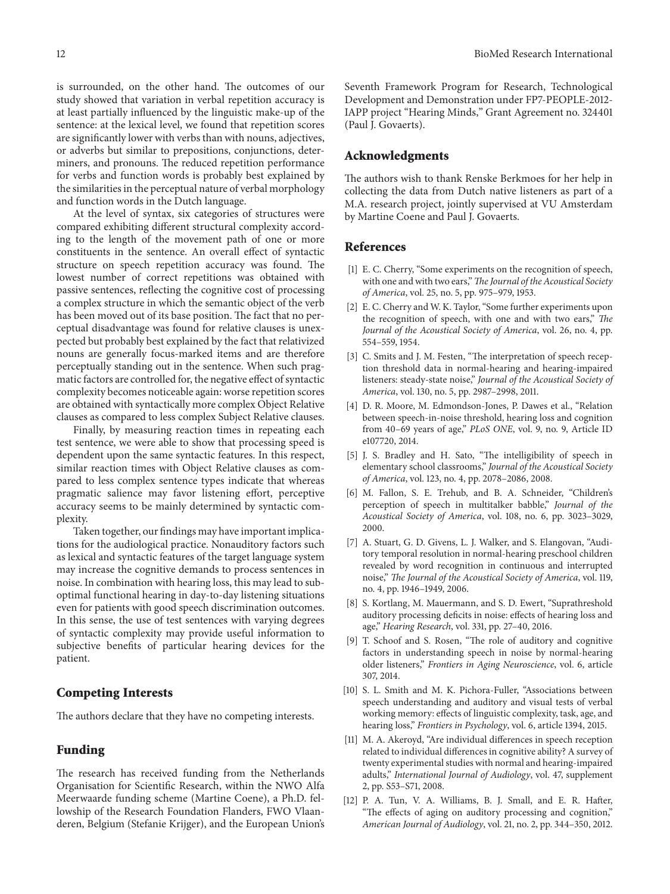is surrounded, on the other hand. The outcomes of our study showed that variation in verbal repetition accuracy is at least partially influenced by the linguistic make-up of the sentence: at the lexical level, we found that repetition scores are significantly lower with verbs than with nouns, adjectives, or adverbs but similar to prepositions, conjunctions, determiners, and pronouns. The reduced repetition performance for verbs and function words is probably best explained by the similarities in the perceptual nature of verbal morphology and function words in the Dutch language.

At the level of syntax, six categories of structures were compared exhibiting different structural complexity according to the length of the movement path of one or more constituents in the sentence. An overall effect of syntactic structure on speech repetition accuracy was found. The lowest number of correct repetitions was obtained with passive sentences, reflecting the cognitive cost of processing a complex structure in which the semantic object of the verb has been moved out of its base position. The fact that no perceptual disadvantage was found for relative clauses is unexpected but probably best explained by the fact that relativized nouns are generally focus-marked items and are therefore perceptually standing out in the sentence. When such pragmatic factors are controlled for, the negative effect of syntactic complexity becomes noticeable again: worse repetition scores are obtained with syntactically more complex Object Relative clauses as compared to less complex Subject Relative clauses.

Finally, by measuring reaction times in repeating each test sentence, we were able to show that processing speed is dependent upon the same syntactic features. In this respect, similar reaction times with Object Relative clauses as compared to less complex sentence types indicate that whereas pragmatic salience may favor listening effort, perceptive accuracy seems to be mainly determined by syntactic complexity.

Taken together, our findings may have important implications for the audiological practice. Nonauditory factors such as lexical and syntactic features of the target language system may increase the cognitive demands to process sentences in noise. In combination with hearing loss, this may lead to suboptimal functional hearing in day-to-day listening situations even for patients with good speech discrimination outcomes. In this sense, the use of test sentences with varying degrees of syntactic complexity may provide useful information to subjective benefits of particular hearing devices for the patient.

## Competing Interests

The authors declare that they have no competing interests.

## Funding

The research has received funding from the Netherlands Organisation for Scientific Research, within the NWO Alfa Meerwaarde funding scheme (Martine Coene), a Ph.D. fellowship of the Research Foundation Flanders, FWO Vlaanderen, Belgium (Stefanie Krijger), and the European Union's Seventh Framework Program for Research, Technological Development and Demonstration under FP7-PEOPLE-2012-IAPP project "Hearing Minds," Grant Agreement no. 324401 (Paul J. Govaerts).

## Acknowledgments

The authors wish to thank Renske Berkmoes for her help in collecting the data from Dutch native listeners as part of a M.A. research project, jointly supervised at VU Amsterdam by Martine Coene and Paul J. Govaerts.

## References

[1] E. C. Cherry, "Some experiments on the recognition of speech, with one and with two ears," *The Journal of the Acoustical Society of America*, vol. 25, no. 5, pp. 975–979, 1953.

[2] E. C. Cherry and W. K. Taylor, "Some further experiments upon the recognition of speech, with one and with two ears," *The Journal of the Acoustical Society of America*, vol. 26, no. 4, pp. 554–559, 1954.

[3] C. Smits and J. M. Festen, "The interpretation of speech reception threshold data in normal-hearing and hearing-impaired listeners: steady-state noise," *Journal of the Acoustical Society of America*, vol. 130, no. 5, pp. 2987–2998, 2011.

[4] D. R. Moore, M. Edmondson-Jones, P. Dawes et al., "Relation between speech-in-noise threshold, hearing loss and cognition from 40–69 years of age," *PLoS ONE*, vol. 9, no. 9, Article ID e107720, 2014.

[5] J. S. Bradley and H. Sato, "The intelligibility of speech in elementary school classrooms," *Journal of the Acoustical Society of America*, vol. 123, no. 4, pp. 2078–2086, 2008.

[6] M. Fallon, S. E. Trehub, and B. A. Schneider, "Children's perception of speech in multitalker babble," *Journal of the Acoustical Society of America*, vol. 108, no. 6, pp. 3023–3029, 2000.

[7] A. Stuart, G. D. Givens, L. J. Walker, and S. Elangovan, "Auditory temporal resolution in normal-hearing preschool children revealed by word recognition in continuous and interrupted noise," *The Journal of the Acoustical Society of America*, vol. 119, no. 4, pp. 1946–1949, 2006.

[8] S. Kortlang, M. Mauermann, and S. D. Ewert, "Suprathreshold auditory processing deficits in noise: effects of hearing loss and age," *Hearing Research*, vol. 331, pp. 27–40, 2016.

[9] T. Schoof and S. Rosen, "The role of auditory and cognitive factors in understanding speech in noise by normal-hearing older listeners," *Frontiers in Aging Neuroscience*, vol. 6, article 307, 2014.

[10] S. L. Smith and M. K. Pichora-Fuller, "Associations between speech understanding and auditory and visual tests of verbal working memory: effects of linguistic complexity, task, age, and hearing loss," *Frontiers in Psychology*, vol. 6, article 1394, 2015.

[11] M. A. Akeroyd, "Are individual differences in speech reception related to individual differences in cognitive ability? A survey of twenty experimental studies with normal and hearing-impaired adults," *International Journal of Audiology*, vol. 47, supplement 2, pp. S53–S71, 2008.

[12] P. A. Tun, V. A. Williams, B. J. Small, and E. R. Hafter, "The effects of aging on auditory processing and cognition," *American Journal of Audiology*, vol. 21, no. 2, pp. 344–350, 2012.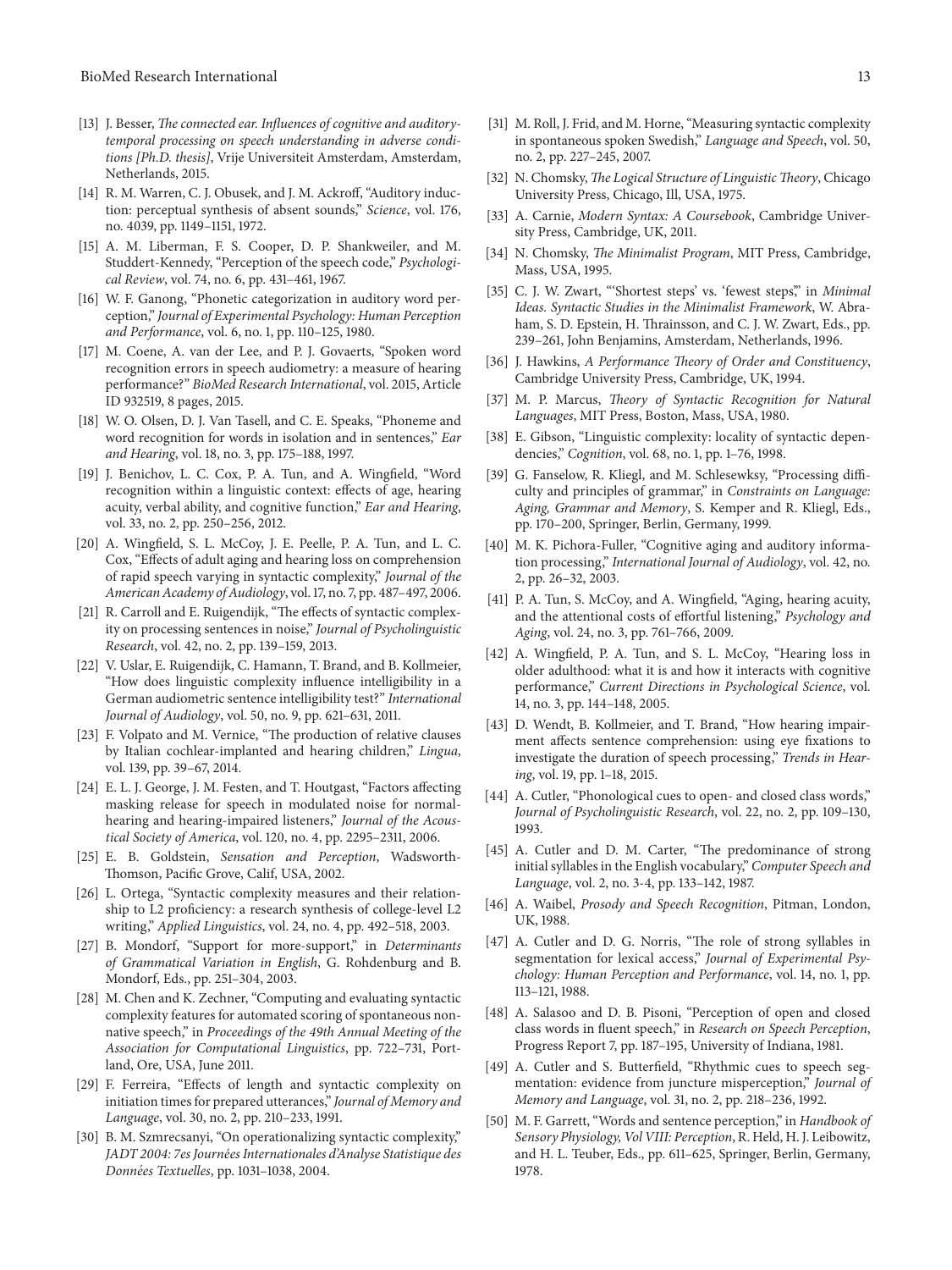[13] J. Besser, *The connected ear. Influences of cognitive and auditory-temporal processing on speech understanding in adverse conditions [Ph.D. thesis]*, Vrije Universiteit Amsterdam, Amsterdam, Netherlands, 2015.

[14] R. M. Warren, C. J. Obusek, and J. M. Ackroff, "Auditory induction: perceptual synthesis of absent sounds," *Science*, vol. 176, no. 4039, pp. 1149–1151, 1972.

[15] A. M. Liberman, F. S. Cooper, D. P. Shankweiler, and M. Studdert-Kennedy, "Perception of the speech code," *Psychological Review*, vol. 74, no. 6, pp. 431–461, 1967.

[16] W. F. Ganong, "Phonetic categorization in auditory word perception," *Journal of Experimental Psychology: Human Perception and Performance*, vol. 6, no. 1, pp. 110–125, 1980.

[17] M. Coene, A. van der Lee, and P. J. Govaerts, "Spoken word recognition errors in speech audiometry: a measure of hearing performance?" *BioMed Research International*, vol. 2015, Article ID 932519, 8 pages, 2015.

[18] W. O. Olsen, D. J. Van Tasell, and C. E. Speaks, "Phoneme and word recognition for words in isolation and in sentences," *Ear and Hearing*, vol. 18, no. 3, pp. 175–188, 1997.

[19] J. Benichov, L. C. Cox, P. A. Tun, and A. Wingfield, "Word recognition within a linguistic context: effects of age, hearing acuity, verbal ability, and cognitive function," *Ear and Hearing*, vol. 33, no. 2, pp. 250–256, 2012.

[20] A. Wingfield, S. L. McCoy, J. E. Peelle, P. A. Tun, and L. C. Cox, "Effects of adult aging and hearing loss on comprehension of rapid speech varying in syntactic complexity," *Journal of the American Academy of Audiology*, vol. 17, no. 7, pp. 487–497, 2006.

[21] R. Carroll and E. Ruigendijk, "The effects of syntactic complexity on processing sentences in noise," *Journal of Psycholinguistic Research*, vol. 42, no. 2, pp. 139–159, 2013.

[22] V. Uslar, E. Ruigendijk, C. Hamann, T. Brand, and B. Kollmeier, "How does linguistic complexity influence intelligibility in a German audiometric sentence intelligibility test?" *International Journal of Audiology*, vol. 50, no. 9, pp. 621–631, 2011.

[23] F. Volpato and M. Vernice, "The production of relative clauses by Italian cochlear-implanted and hearing children," *Lingua*, vol. 139, pp. 39–67, 2014.

[24] E. L. J. George, J. M. Festen, and T. Houtgast, "Factors affecting masking release for speech in modulated noise for normal-hearing and hearing-impaired listeners," *Journal of the Acoustical Society of America*, vol. 120, no. 4, pp. 2295–2311, 2006.

[25] E. B. Goldstein, *Sensation and Perception*, Wadsworth-Thomson, Pacific Grove, Calif, USA, 2002.

[26] L. Ortega, "Syntactic complexity measures and their relationship to L2 proficiency: a research synthesis of college-level L2 writing," *Applied Linguistics*, vol. 24, no. 4, pp. 492–518, 2003.

[27] B. Mondorf, "Support for more-support," in *Determinants of Grammatical Variation in English*, G. Rohdenburg and B. Mondorf, Eds., pp. 251–304, 2003.

[28] M. Chen and K. Zechner, "Computing and evaluating syntactic complexity features for automated scoring of spontaneous non-native speech," in *Proceedings of the 49th Annual Meeting of the Association for Computational Linguistics*, pp. 722–731, Portland, Ore, USA, June 2011.

[29] F. Ferreira, "Effects of length and syntactic complexity on initiation times for prepared utterances," *Journal of Memory and Language*, vol. 30, no. 2, pp. 210–233, 1991.

[30] B. M. Szmrecsanyi, "On operationalizing syntactic complexity," *JADT 2004: 7es Journées Internationales d'Analyse Statistique des Données Textuelles*, pp. 1031–1038, 2004.

[31] M. Roll, J. Frid, and M. Horne, "Measuring syntactic complexity in spontaneous spoken Swedish," *Language and Speech*, vol. 50, no. 2, pp. 227–245, 2007.

[32] N. Chomsky, *The Logical Structure of Linguistic Theory*, Chicago University Press, Chicago, Ill, USA, 1975.

[33] A. Carnie, *Modern Syntax: A Coursebook*, Cambridge University Press, Cambridge, UK, 2011.

[34] N. Chomsky, *The Minimalist Program*, MIT Press, Cambridge, Mass, USA, 1995.

[35] C. J. W. Zwart, "'Shortest steps' vs. 'fewest steps'," in *Minimal Ideas. Syntactic Studies in the Minimalist Framework*, W. Abraham, S. D. Epstein, H. Thrainsson, and C. J. W. Zwart, Eds., pp. 239–261, John Benjamins, Amsterdam, Netherlands, 1996.

[36] J. Hawkins, *A Performance Theory of Order and Constituency*, Cambridge University Press, Cambridge, UK, 1994.

[37] M. P. Marcus, *Theory of Syntactic Recognition for Natural Languages*, MIT Press, Boston, Mass, USA, 1980.

[38] E. Gibson, "Linguistic complexity: locality of syntactic dependencies," *Cognition*, vol. 68, no. 1, pp. 1–76, 1998.

[39] G. Fanselow, R. Kliegl, and M. Schlesewksy, "Processing difficulty and principles of grammar," in *Constraints on Language: Aging, Grammar and Memory*, S. Kemper and R. Kliegl, Eds., pp. 170–200, Springer, Berlin, Germany, 1999.

[40] M. K. Pichora-Fuller, "Cognitive aging and auditory information processing," *International Journal of Audiology*, vol. 42, no. 2, pp. 26–32, 2003.

[41] P. A. Tun, S. McCoy, and A. Wingfield, "Aging, hearing acuity, and the attentional costs of effortful listening," *Psychology and Aging*, vol. 24, no. 3, pp. 761–766, 2009.

[42] A. Wingfield, P. A. Tun, and S. L. McCoy, "Hearing loss in older adulthood: what it is and how it interacts with cognitive performance," *Current Directions in Psychological Science*, vol. 14, no. 3, pp. 144–148, 2005.

[43] D. Wendt, B. Kollmeier, and T. Brand, "How hearing impairment affects sentence comprehension: using eye fixations to investigate the duration of speech processing," *Trends in Hearing*, vol. 19, pp. 1–18, 2015.

[44] A. Cutler, "Phonological cues to open- and closed class words," *Journal of Psycholinguistic Research*, vol. 22, no. 2, pp. 109–130, 1993.

[45] A. Cutler and D. M. Carter, "The predominance of strong initial syllables in the English vocabulary," *Computer Speech and Language*, vol. 2, no. 3-4, pp. 133–142, 1987.

[46] A. Waibel, *Prosody and Speech Recognition*, Pitman, London, UK, 1988.

[47] A. Cutler and D. G. Norris, "The role of strong syllables in segmentation for lexical access," *Journal of Experimental Psychology: Human Perception and Performance*, vol. 14, no. 1, pp. 113–121, 1988.

[48] A. Salasoo and D. B. Pisoni, "Perception of open and closed class words in fluent speech," in *Research on Speech Perception*, Progress Report 7, pp. 187–195, University of Indiana, 1981.

[49] A. Cutler and S. Butterfield, "Rhythmic cues to speech segmentation: evidence from juncture misperception," *Journal of Memory and Language*, vol. 31, no. 2, pp. 218–236, 1992.

[50] M. F. Garrett, "Words and sentence perception," in *Handbook of Sensory Physiology, Vol VIII: Perception*, R. Held, H. J. Leibowitz, and H. L. Teuber, Eds., pp. 611–625, Springer, Berlin, Germany, 1978.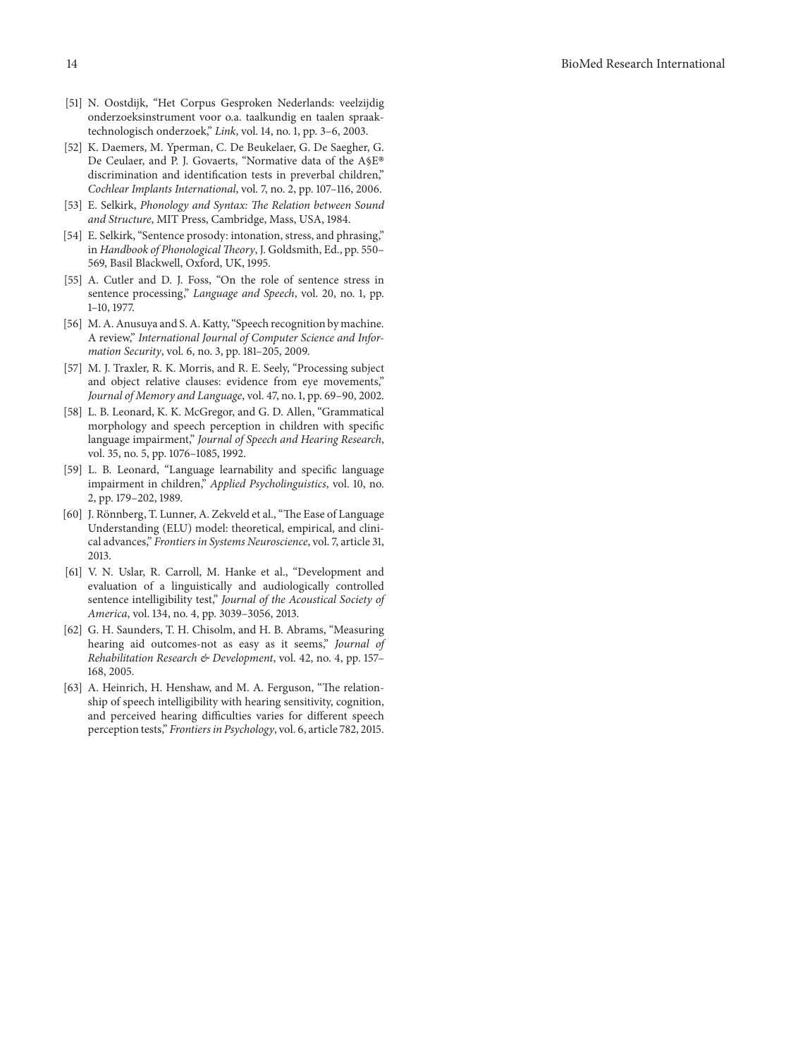[51] N. Oostdijk, “Het Corpus Gesproken Nederlands: veelzijdig onderzoeksinstrument voor o.a. taalkundig en taalen spraaktechnologisch onderzoek,” *Link*, vol. 14, no. 1, pp. 3–6, 2003.

[52] K. Daemers, M. Yperman, C. De Beukelaer, G. De Saegher, G. De Ceulaer, and P. J. Govaerts, “Normative data of the A§E® discrimination and identification tests in preverbal children,” *Cochlear Implants International*, vol. 7, no. 2, pp. 107–116, 2006.

[53] E. Selkirk, *Phonology and Syntax: The Relation between Sound and Structure*, MIT Press, Cambridge, Mass, USA, 1984.

[54] E. Selkirk, “Sentence prosody: intonation, stress, and phrasing,” in *Handbook of Phonological Theory*, J. Goldsmith, Ed., pp. 550–569, Basil Blackwell, Oxford, UK, 1995.

[55] A. Cutler and D. J. Foss, “On the role of sentence stress in sentence processing,” *Language and Speech*, vol. 20, no. 1, pp. 1–10, 1977.

[56] M. A. Anusuya and S. A. Katty, “Speech recognition by machine. A review,” *International Journal of Computer Science and Information Security*, vol. 6, no. 3, pp. 181–205, 2009.

[57] M. J. Traxler, R. K. Morris, and R. E. Seely, “Processing subject and object relative clauses: evidence from eye movements,” *Journal of Memory and Language*, vol. 47, no. 1, pp. 69–90, 2002.

[58] L. B. Leonard, K. K. McGregor, and G. D. Allen, “Grammatical morphology and speech perception in children with specific language impairment,” *Journal of Speech and Hearing Research*, vol. 35, no. 5, pp. 1076–1085, 1992.

[59] L. B. Leonard, “Language learnability and specific language impairment in children,” *Applied Psycholinguistics*, vol. 10, no. 2, pp. 179–202, 1989.

[60] J. Rönnberg, T. Lunner, A. Zekveld et al., “The Ease of Language Understanding (ELU) model: theoretical, empirical, and clinical advances,” *Frontiers in Systems Neuroscience*, vol. 7, article 31, 2013.

[61] V. N. Uslar, R. Carroll, M. Hanke et al., “Development and evaluation of a linguistically and audiologically controlled sentence intelligibility test,” *Journal of the Acoustical Society of America*, vol. 134, no. 4, pp. 3039–3056, 2013.

[62] G. H. Saunders, T. H. Chisolm, and H. B. Abrams, “Measuring hearing aid outcomes-not as easy as it seems,” *Journal of Rehabilitation Research & Development*, vol. 42, no. 4, pp. 157–168, 2005.

[63] A. Heinrich, H. Henshaw, and M. A. Ferguson, “The relationship of speech intelligibility with hearing sensitivity, cognition, and perceived hearing difficulties varies for different speech perception tests,” *Frontiers in Psychology*, vol. 6, article 782, 2015.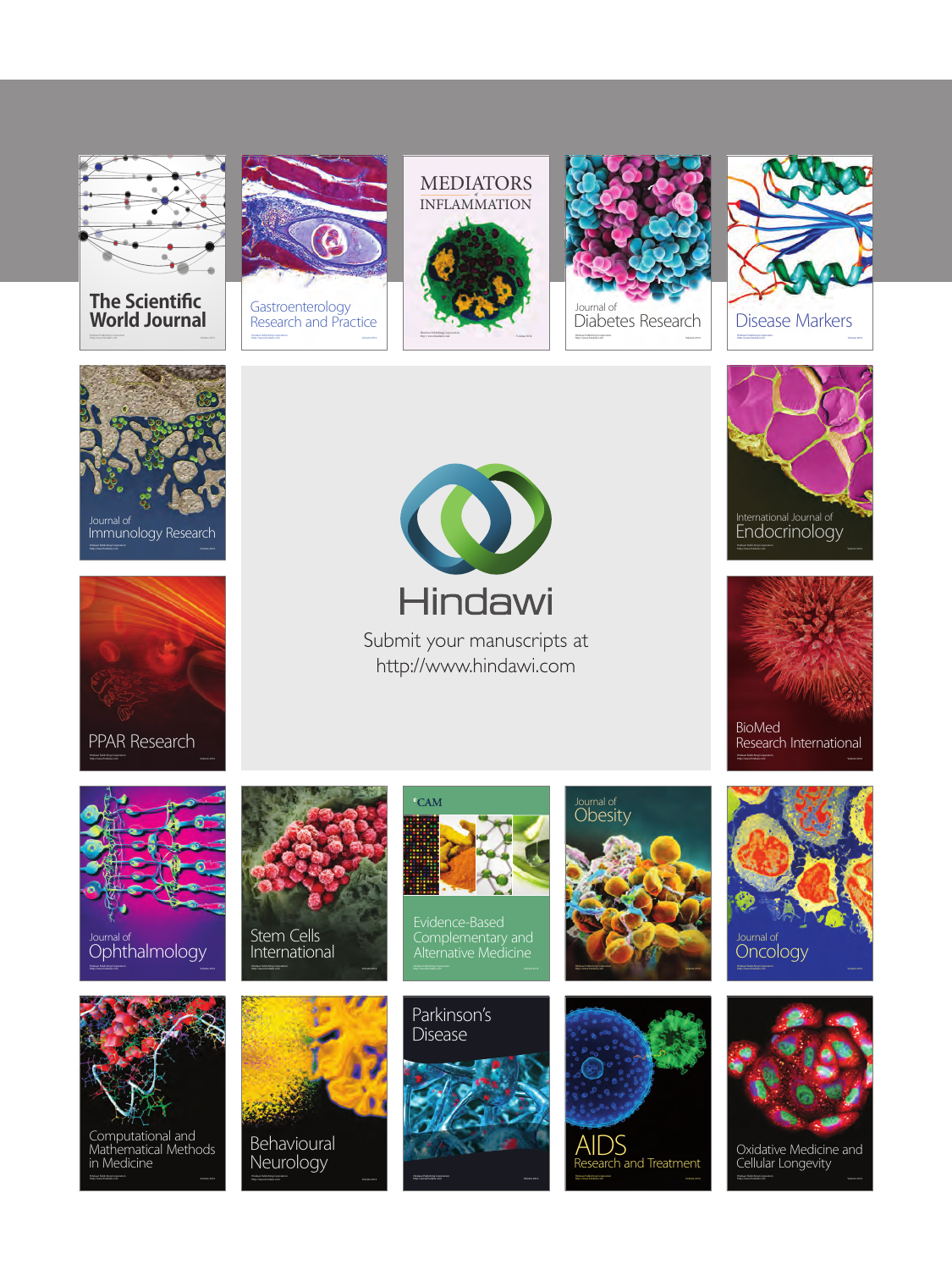# Hindawi

Submit your manuscripts at
http://www.hindawi.com

The Scientific World Journal

Gastroenterology Research and Practice

MEDIATORS of INFLAMMATION

Journal of Diabetes Research

Disease Markers

Journal of Immunology Research

International Journal of Endocrinology

PPAR Research

BioMed Research International

Journal of Ophthalmology

Stem Cells International

eCAM Evidence-Based Complementary and Alternative Medicine

Journal of Obesity

Journal of Oncology

Computational and Mathematical Methods in Medicine

Behavioural Neurology

Parkinson's Disease

AIDS Research and Treatment

Oxidative Medicine and Cellular Longevity